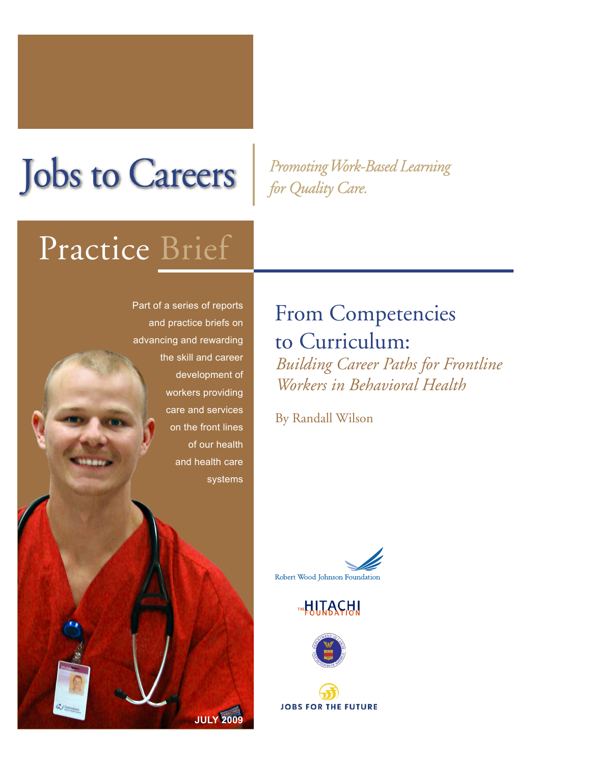# Jobs to Careers

*Promoting Work-Based Learning for Quality Care.*

## Practice Brief

Part of a series of reports and practice briefs on advancing and rewarding the skill and career development of workers providing care and services on the front lines of our health and health care systems

JULY 2009

# From Competencies to Curriculum:

## *Building Career Paths for Frontline Workers in Behavioral Health*

By Randall Wilson

Robert Wood Johnson Foundation

The Hitachi Foundation

Jobs for the Future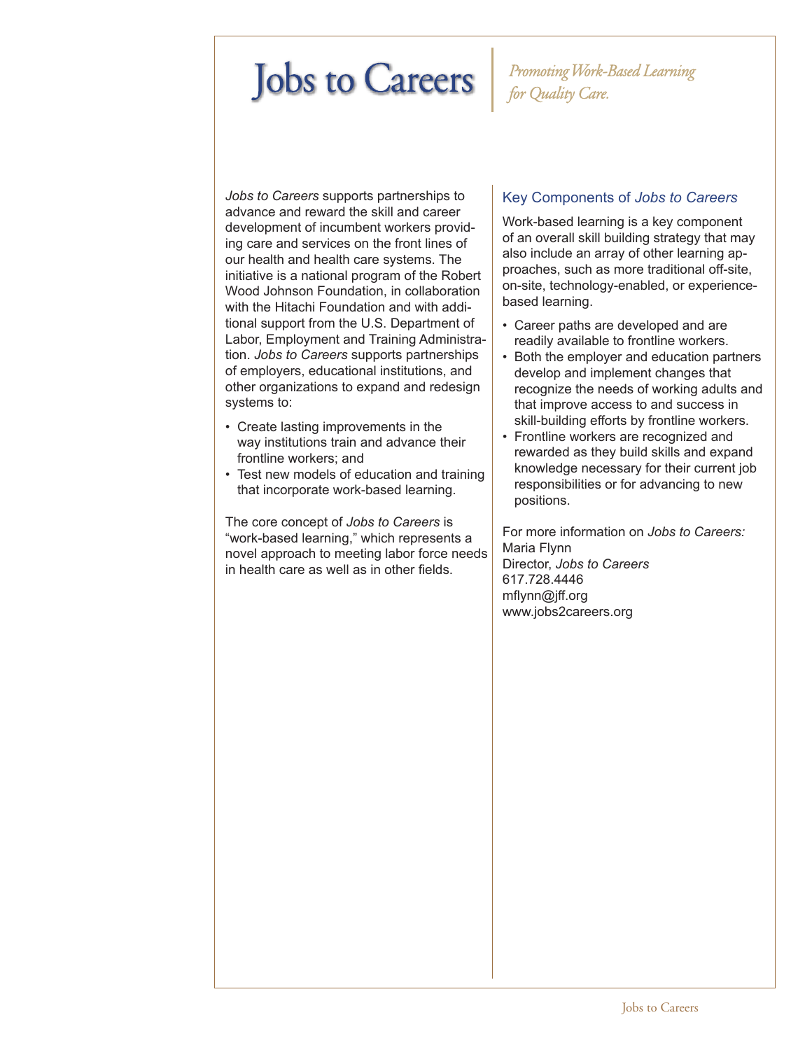# Jobs to Careers

*Promoting Work-Based Learning for Quality Care.*

*Jobs to Careers* supports partnerships to advance and reward the skill and career development of incumbent workers providing care and services on the front lines of our health and health care systems. The initiative is a national program of the Robert Wood Johnson Foundation, in collaboration with the Hitachi Foundation and with additional support from the U.S. Department of Labor, Employment and Training Administration. *Jobs to Careers* supports partnerships of employers, educational institutions, and other organizations to expand and redesign systems to:

- Create lasting improvements in the way institutions train and advance their frontline workers; and
- Test new models of education and training that incorporate work-based learning.

The core concept of *Jobs to Careers* is "work-based learning," which represents a novel approach to meeting labor force needs in health care as well as in other fields.

## Key Components of *Jobs to Careers*

Work-based learning is a key component of an overall skill building strategy that may also include an array of other learning approaches, such as more traditional off-site, on-site, technology-enabled, or experience-based learning.

- Career paths are developed and are readily available to frontline workers.
- Both the employer and education partners develop and implement changes that recognize the needs of working adults and that improve access to and success in skill-building efforts by frontline workers.
- Frontline workers are recognized and rewarded as they build skills and expand knowledge necessary for their current job responsibilities or for advancing to new positions.

For more information on *Jobs to Careers:*
Maria Flynn
Director, *Jobs to Careers*
617.728.4446
mflynn@jff.org
www.jobs2careers.org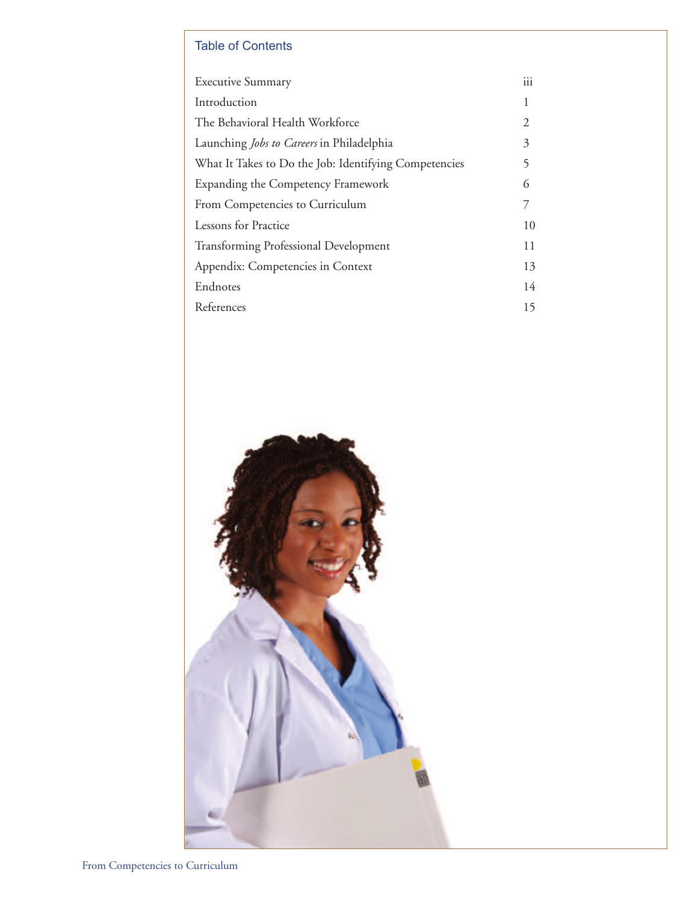## Table of Contents

| | |
|---|---|
| Executive Summary | iii |
| Introduction | 1 |
| The Behavioral Health Workforce | 2 |
| Launching *Jobs to Careers* in Philadelphia | 3 |
| What It Takes to Do the Job: Identifying Competencies | 5 |
| Expanding the Competency Framework | 6 |
| From Competencies to Curriculum | 7 |
| Lessons for Practice | 10 |
| Transforming Professional Development | 11 |
| Appendix: Competencies in Context | 13 |
| Endnotes | 14 |
| References | 15 |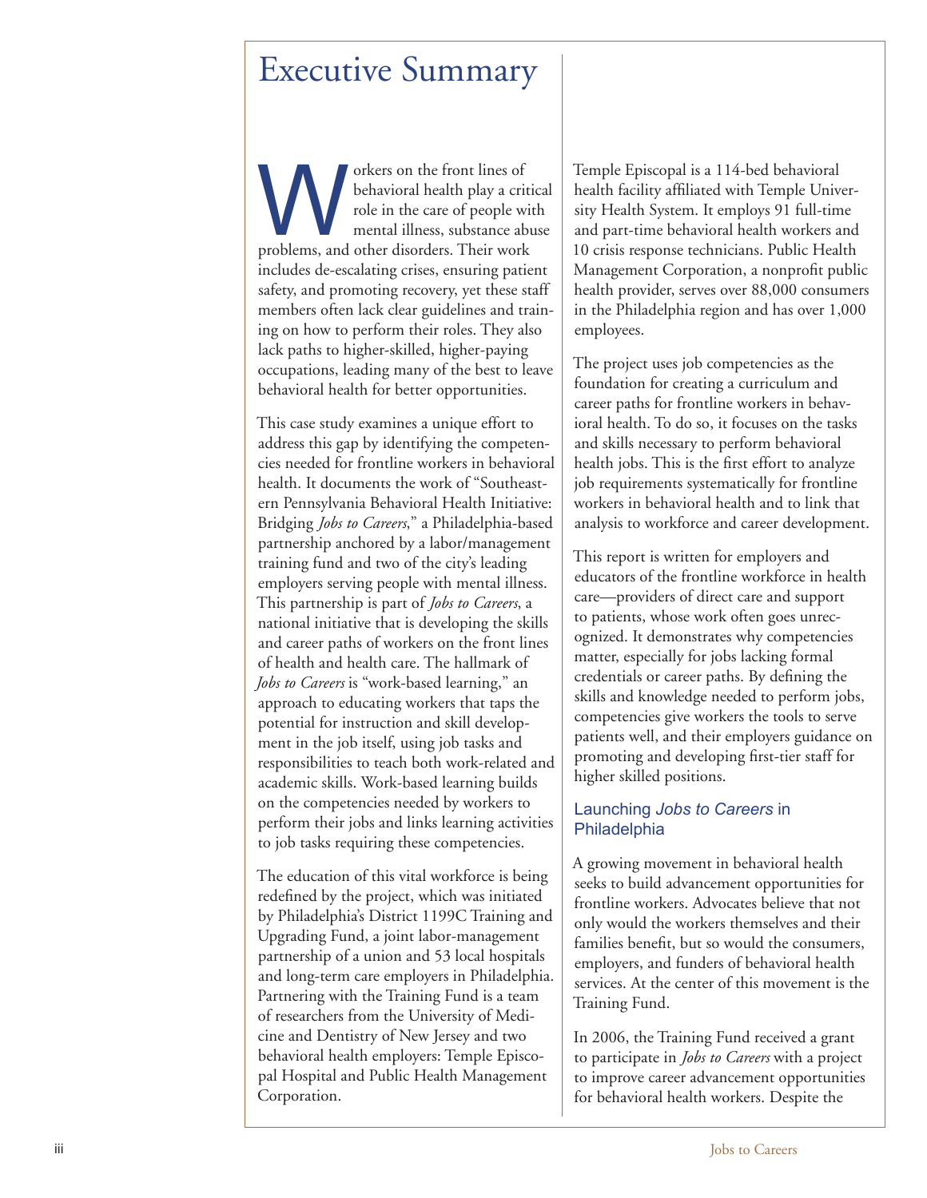# Executive Summary

Workers on the front lines of behavioral health play a critical role in the care of people with mental illness, substance abuse problems, and other disorders. Their work includes de-escalating crises, ensuring patient safety, and promoting recovery, yet these staff members often lack clear guidelines and training on how to perform their roles. They also lack paths to higher-skilled, higher-paying occupations, leading many of the best to leave behavioral health for better opportunities.

This case study examines a unique effort to address this gap by identifying the competencies needed for frontline workers in behavioral health. It documents the work of "Southeastern Pennsylvania Behavioral Health Initiative: Bridging *Jobs to Careers*," a Philadelphia-based partnership anchored by a labor/management training fund and two of the city's leading employers serving people with mental illness. This partnership is part of *Jobs to Careers*, a national initiative that is developing the skills and career paths of workers on the front lines of health and health care. The hallmark of *Jobs to Careers* is "work-based learning," an approach to educating workers that taps the potential for instruction and skill development in the job itself, using job tasks and responsibilities to teach both work-related and academic skills. Work-based learning builds on the competencies needed by workers to perform their jobs and links learning activities to job tasks requiring these competencies.

The education of this vital workforce is being redefined by the project, which was initiated by Philadelphia's District 1199C Training and Upgrading Fund, a joint labor-management partnership of a union and 53 local hospitals and long-term care employers in Philadelphia. Partnering with the Training Fund is a team of researchers from the University of Medicine and Dentistry of New Jersey and two behavioral health employers: Temple Episcopal Hospital and Public Health Management Corporation.

Temple Episcopal is a 114-bed behavioral health facility affiliated with Temple University Health System. It employs 91 full-time and part-time behavioral health workers and 10 crisis response technicians. Public Health Management Corporation, a nonprofit public health provider, serves over 88,000 consumers in the Philadelphia region and has over 1,000 employees.

The project uses job competencies as the foundation for creating a curriculum and career paths for frontline workers in behavioral health. To do so, it focuses on the tasks and skills necessary to perform behavioral health jobs. This is the first effort to analyze job requirements systematically for frontline workers in behavioral health and to link that analysis to workforce and career development.

This report is written for employers and educators of the frontline workforce in health care—providers of direct care and support to patients, whose work often goes unrecognized. It demonstrates why competencies matter, especially for jobs lacking formal credentials or career paths. By defining the skills and knowledge needed to perform jobs, competencies give workers the tools to serve patients well, and their employers guidance on promoting and developing first-tier staff for higher skilled positions.

## Launching *Jobs to Careers* in Philadelphia

A growing movement in behavioral health seeks to build advancement opportunities for frontline workers. Advocates believe that not only would the workers themselves and their families benefit, but so would the consumers, employers, and funders of behavioral health services. At the center of this movement is the Training Fund.

In 2006, the Training Fund received a grant to participate in *Jobs to Careers* with a project to improve career advancement opportunities for behavioral health workers. Despite the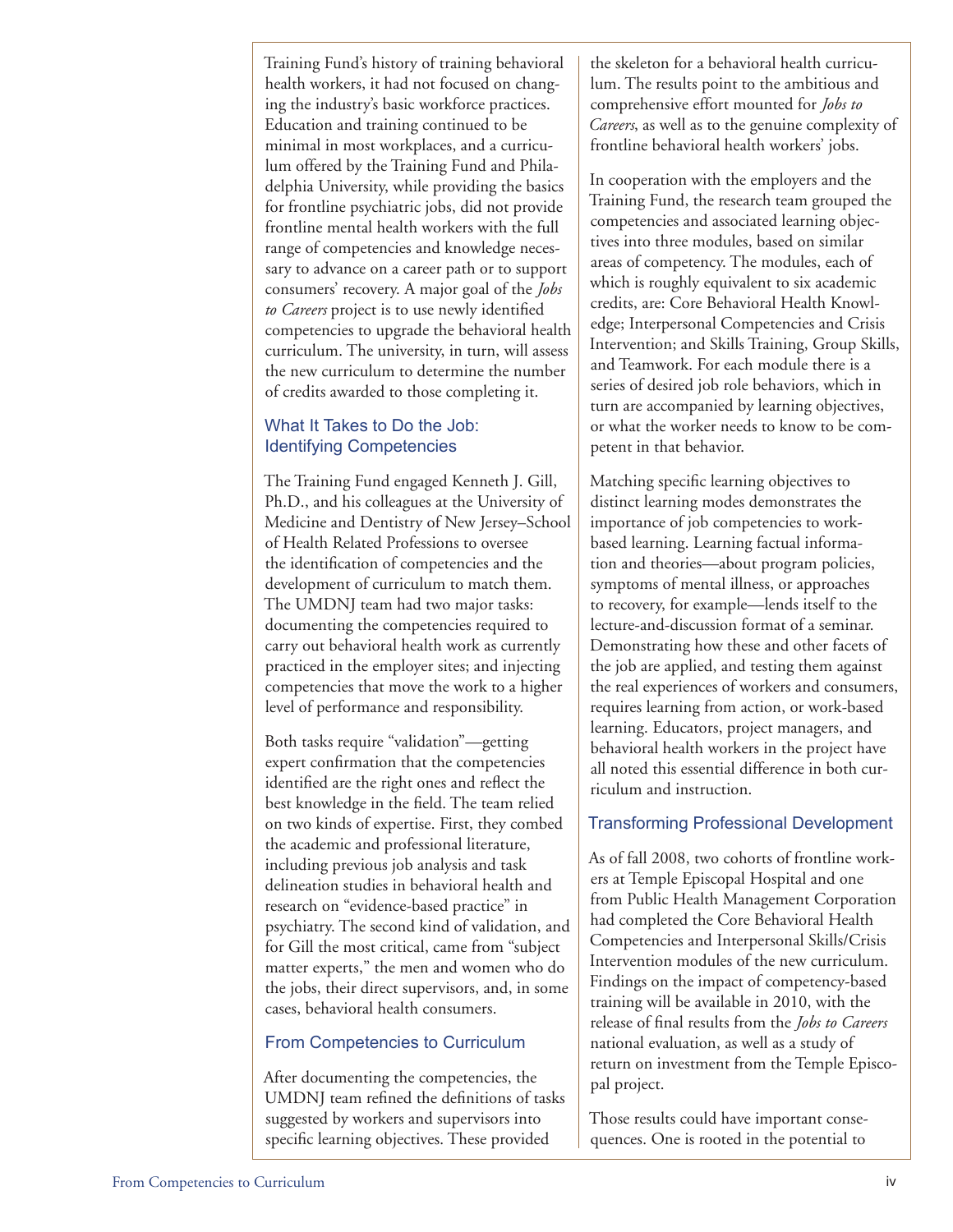Training Fund's history of training behavioral health workers, it had not focused on changing the industry's basic workforce practices. Education and training continued to be minimal in most workplaces, and a curriculum offered by the Training Fund and Philadelphia University, while providing the basics for frontline psychiatric jobs, did not provide frontline mental health workers with the full range of competencies and knowledge necessary to advance on a career path or to support consumers' recovery. A major goal of the *Jobs to Careers* project is to use newly identified competencies to upgrade the behavioral health curriculum. The university, in turn, will assess the new curriculum to determine the number of credits awarded to those completing it.

### What It Takes to Do the Job: Identifying Competencies

The Training Fund engaged Kenneth J. Gill, Ph.D., and his colleagues at the University of Medicine and Dentistry of New Jersey–School of Health Related Professions to oversee the identification of competencies and the development of curriculum to match them. The UMDNJ team had two major tasks: documenting the competencies required to carry out behavioral health work as currently practiced in the employer sites; and injecting competencies that move the work to a higher level of performance and responsibility.

Both tasks require "validation"—getting expert confirmation that the competencies identified are the right ones and reflect the best knowledge in the field. The team relied on two kinds of expertise. First, they combed the academic and professional literature, including previous job analysis and task delineation studies in behavioral health and research on "evidence-based practice" in psychiatry. The second kind of validation, and for Gill the most critical, came from "subject matter experts," the men and women who do the jobs, their direct supervisors, and, in some cases, behavioral health consumers.

### From Competencies to Curriculum

After documenting the competencies, the UMDNJ team refined the definitions of tasks suggested by workers and supervisors into specific learning objectives. These provided the skeleton for a behavioral health curriculum. The results point to the ambitious and comprehensive effort mounted for *Jobs to Careers*, as well as to the genuine complexity of frontline behavioral health workers' jobs.

In cooperation with the employers and the Training Fund, the research team grouped the competencies and associated learning objectives into three modules, based on similar areas of competency. The modules, each of which is roughly equivalent to six academic credits, are: Core Behavioral Health Knowledge; Interpersonal Competencies and Crisis Intervention; and Skills Training, Group Skills, and Teamwork. For each module there is a series of desired job role behaviors, which in turn are accompanied by learning objectives, or what the worker needs to know to be competent in that behavior.

Matching specific learning objectives to distinct learning modes demonstrates the importance of job competencies to work-based learning. Learning factual information and theories—about program policies, symptoms of mental illness, or approaches to recovery, for example—lends itself to the lecture-and-discussion format of a seminar. Demonstrating how these and other facets of the job are applied, and testing them against the real experiences of workers and consumers, requires learning from action, or work-based learning. Educators, project managers, and behavioral health workers in the project have all noted this essential difference in both curriculum and instruction.

### Transforming Professional Development

As of fall 2008, two cohorts of frontline workers at Temple Episcopal Hospital and one from Public Health Management Corporation had completed the Core Behavioral Health Competencies and Interpersonal Skills/Crisis Intervention modules of the new curriculum. Findings on the impact of competency-based training will be available in 2010, with the release of final results from the *Jobs to Careers* national evaluation, as well as a study of return on investment from the Temple Episcopal project.

Those results could have important consequences. One is rooted in the potential to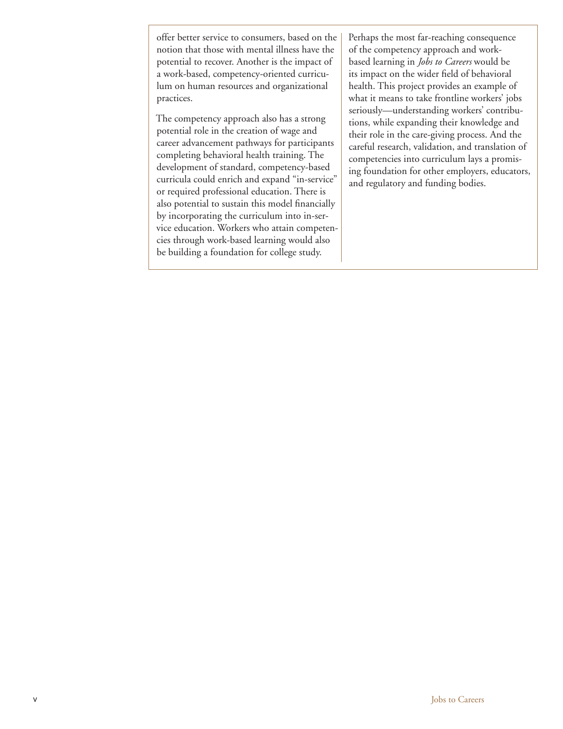offer better service to consumers, based on the notion that those with mental illness have the potential to recover. Another is the impact of a work-based, competency-oriented curriculum on human resources and organizational practices.

The competency approach also has a strong potential role in the creation of wage and career advancement pathways for participants completing behavioral health training. The development of standard, competency-based curricula could enrich and expand "in-service" or required professional education. There is also potential to sustain this model financially by incorporating the curriculum into in-service education. Workers who attain competencies through work-based learning would also be building a foundation for college study.

Perhaps the most far-reaching consequence of the competency approach and work-based learning in *Jobs to Careers* would be its impact on the wider field of behavioral health. This project provides an example of what it means to take frontline workers' jobs seriously—understanding workers' contributions, while expanding their knowledge and their role in the care-giving process. And the careful research, validation, and translation of competencies into curriculum lays a promising foundation for other employers, educators, and regulatory and funding bodies.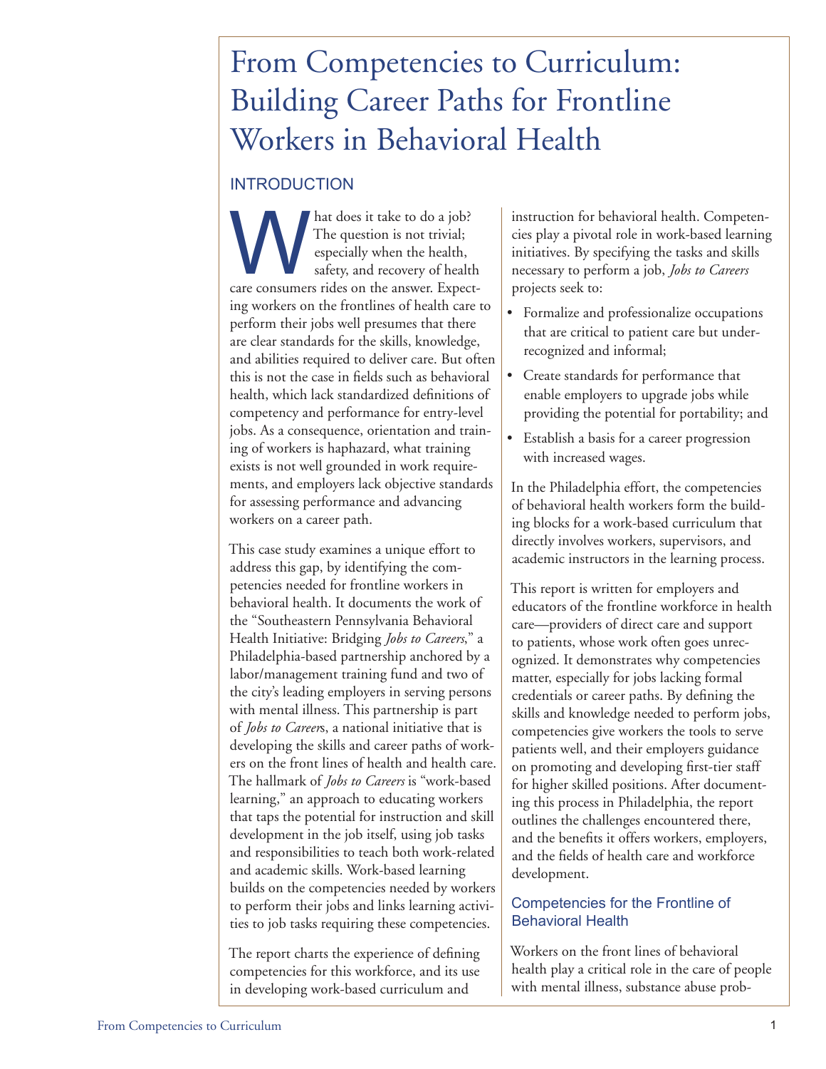# From Competencies to Curriculum: Building Career Paths for Frontline Workers in Behavioral Health

## INTRODUCTION

What does it take to do a job? The question is not trivial; especially when the health, safety, and recovery of health care consumers rides on the answer. Expecting workers on the frontlines of health care to perform their jobs well presumes that there are clear standards for the skills, knowledge, and abilities required to deliver care. But often this is not the case in fields such as behavioral health, which lack standardized definitions of competency and performance for entry-level jobs. As a consequence, orientation and training of workers is haphazard, what training exists is not well grounded in work requirements, and employers lack objective standards for assessing performance and advancing workers on a career path.

This case study examines a unique effort to address this gap, by identifying the competencies needed for frontline workers in behavioral health. It documents the work of the "Southeastern Pennsylvania Behavioral Health Initiative: Bridging *Jobs to Careers*," a Philadelphia-based partnership anchored by a labor/management training fund and two of the city's leading employers in serving persons with mental illness. This partnership is part of *Jobs to Careers*, a national initiative that is developing the skills and career paths of workers on the front lines of health and health care. The hallmark of *Jobs to Careers* is "work-based learning," an approach to educating workers that taps the potential for instruction and skill development in the job itself, using job tasks and responsibilities to teach both work-related and academic skills. Work-based learning builds on the competencies needed by workers to perform their jobs and links learning activities to job tasks requiring these competencies.

The report charts the experience of defining competencies for this workforce, and its use in developing work-based curriculum and instruction for behavioral health. Competencies play a pivotal role in work-based learning initiatives. By specifying the tasks and skills necessary to perform a job, *Jobs to Careers* projects seek to:

- Formalize and professionalize occupations that are critical to patient care but under-recognized and informal;
- Create standards for performance that enable employers to upgrade jobs while providing the potential for portability; and
- Establish a basis for a career progression with increased wages.

In the Philadelphia effort, the competencies of behavioral health workers form the building blocks for a work-based curriculum that directly involves workers, supervisors, and academic instructors in the learning process.

This report is written for employers and educators of the frontline workforce in health care—providers of direct care and support to patients, whose work often goes unrecognized. It demonstrates why competencies matter, especially for jobs lacking formal credentials or career paths. By defining the skills and knowledge needed to perform jobs, competencies give workers the tools to serve patients well, and their employers guidance on promoting and developing first-tier staff for higher skilled positions. After documenting this process in Philadelphia, the report outlines the challenges encountered there, and the benefits it offers workers, employers, and the fields of health care and workforce development.

### Competencies for the Frontline of Behavioral Health

Workers on the front lines of behavioral health play a critical role in the care of people with mental illness, substance abuse prob-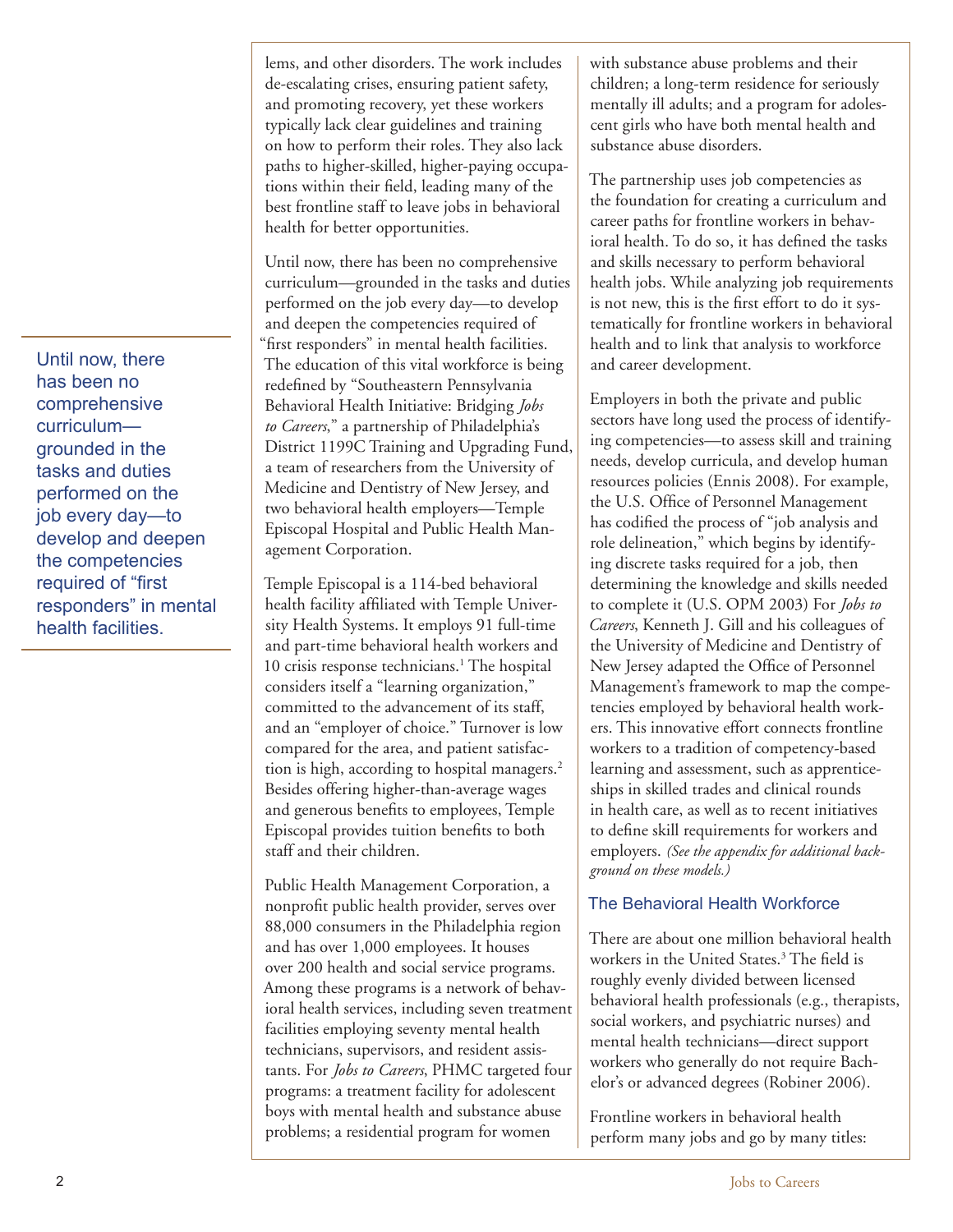lems, and other disorders. The work includes de-escalating crises, ensuring patient safety, and promoting recovery, yet these workers typically lack clear guidelines and training on how to perform their roles. They also lack paths to higher-skilled, higher-paying occupations within their field, leading many of the best frontline staff to leave jobs in behavioral health for better opportunities.

Until now, there has been no comprehensive curriculum—grounded in the tasks and duties performed on the job every day—to develop and deepen the competencies required of "first responders" in mental health facilities. The education of this vital workforce is being redefined by "Southeastern Pennsylvania Behavioral Health Initiative: Bridging *Jobs to Careers*," a partnership of Philadelphia's District 1199C Training and Upgrading Fund, a team of researchers from the University of Medicine and Dentistry of New Jersey, and two behavioral health employers—Temple Episcopal Hospital and Public Health Management Corporation.

> Until now, there has been no comprehensive curriculum—grounded in the tasks and duties performed on the job every day—to develop and deepen the competencies required of "first responders" in mental health facilities.

Temple Episcopal is a 114-bed behavioral health facility affiliated with Temple University Health Systems. It employs 91 full-time and part-time behavioral health workers and 10 crisis response technicians.[1] The hospital considers itself a "learning organization," committed to the advancement of its staff, and an "employer of choice." Turnover is low compared for the area, and patient satisfaction is high, according to hospital managers.[2] Besides offering higher-than-average wages and generous benefits to employees, Temple Episcopal provides tuition benefits to both staff and their children.

Public Health Management Corporation, a nonprofit public health provider, serves over 88,000 consumers in the Philadelphia region and has over 1,000 employees. It houses over 200 health and social service programs. Among these programs is a network of behavioral health services, including seven treatment facilities employing seventy mental health technicians, supervisors, and resident assistants. For *Jobs to Careers*, PHMC targeted four programs: a treatment facility for adolescent boys with mental health and substance abuse problems; a residential program for women with substance abuse problems and their children; a long-term residence for seriously mentally ill adults; and a program for adolescent girls who have both mental health and substance abuse disorders.

The partnership uses job competencies as the foundation for creating a curriculum and career paths for frontline workers in behavioral health. To do so, it has defined the tasks and skills necessary to perform behavioral health jobs. While analyzing job requirements is not new, this is the first effort to do it systematically for frontline workers in behavioral health and to link that analysis to workforce and career development.

Employers in both the private and public sectors have long used the process of identifying competencies—to assess skill and training needs, develop curricula, and develop human resources policies (Ennis 2008). For example, the U.S. Office of Personnel Management has codified the process of "job analysis and role delineation," which begins by identifying discrete tasks required for a job, then determining the knowledge and skills needed to complete it (U.S. OPM 2003) For *Jobs to Careers*, Kenneth J. Gill and his colleagues of the University of Medicine and Dentistry of New Jersey adapted the Office of Personnel Management's framework to map the competencies employed by behavioral health workers. This innovative effort connects frontline workers to a tradition of competency-based learning and assessment, such as apprenticeships in skilled trades and clinical rounds in health care, as well as to recent initiatives to define skill requirements for workers and employers. *(See the appendix for additional background on these models.)*

## The Behavioral Health Workforce

There are about one million behavioral health workers in the United States.[3] The field is roughly evenly divided between licensed behavioral health professionals (e.g., therapists, social workers, and psychiatric nurses) and mental health technicians—direct support workers who generally do not require Bachelor's or advanced degrees (Robiner 2006).

Frontline workers in behavioral health perform many jobs and go by many titles: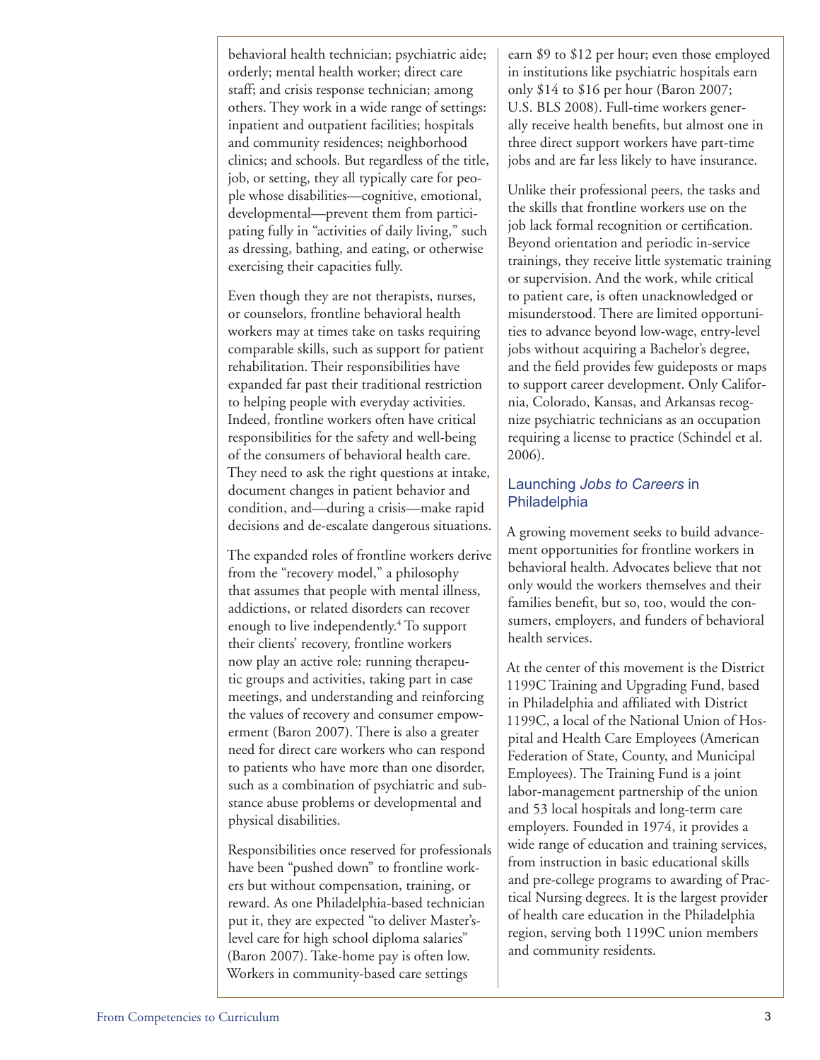behavioral health technician; psychiatric aide; orderly; mental health worker; direct care staff; and crisis response technician; among others. They work in a wide range of settings: inpatient and outpatient facilities; hospitals and community residences; neighborhood clinics; and schools. But regardless of the title, job, or setting, they all typically care for people whose disabilities—cognitive, emotional, developmental—prevent them from participating fully in "activities of daily living," such as dressing, bathing, and eating, or otherwise exercising their capacities fully.

Even though they are not therapists, nurses, or counselors, frontline behavioral health workers may at times take on tasks requiring comparable skills, such as support for patient rehabilitation. Their responsibilities have expanded far past their traditional restriction to helping people with everyday activities. Indeed, frontline workers often have critical responsibilities for the safety and well-being of the consumers of behavioral health care. They need to ask the right questions at intake, document changes in patient behavior and condition, and—during a crisis—make rapid decisions and de-escalate dangerous situations.

The expanded roles of frontline workers derive from the "recovery model," a philosophy that assumes that people with mental illness, addictions, or related disorders can recover enough to live independently.[4] To support their clients' recovery, frontline workers now play an active role: running therapeutic groups and activities, taking part in case meetings, and understanding and reinforcing the values of recovery and consumer empowerment (Baron 2007). There is also a greater need for direct care workers who can respond to patients who have more than one disorder, such as a combination of psychiatric and substance abuse problems or developmental and physical disabilities.

Responsibilities once reserved for professionals have been "pushed down" to frontline workers but without compensation, training, or reward. As one Philadelphia-based technician put it, they are expected "to deliver Master's-level care for high school diploma salaries" (Baron 2007). Take-home pay is often low. Workers in community-based care settings earn $9 to $12 per hour; even those employed in institutions like psychiatric hospitals earn only $14 to $16 per hour (Baron 2007; U.S. BLS 2008). Full-time workers generally receive health benefits, but almost one in three direct support workers have part-time jobs and are far less likely to have insurance.

Unlike their professional peers, the tasks and the skills that frontline workers use on the job lack formal recognition or certification. Beyond orientation and periodic in-service trainings, they receive little systematic training or supervision. And the work, while critical to patient care, is often unacknowledged or misunderstood. There are limited opportunities to advance beyond low-wage, entry-level jobs without acquiring a Bachelor's degree, and the field provides few guideposts or maps to support career development. Only California, Colorado, Kansas, and Arkansas recognize psychiatric technicians as an occupation requiring a license to practice (Schindel et al. 2006).

## Launching *Jobs to Careers* in Philadelphia

A growing movement seeks to build advancement opportunities for frontline workers in behavioral health. Advocates believe that not only would the workers themselves and their families benefit, but so, too, would the consumers, employers, and funders of behavioral health services.

At the center of this movement is the District 1199C Training and Upgrading Fund, based in Philadelphia and affiliated with District 1199C, a local of the National Union of Hospital and Health Care Employees (American Federation of State, County, and Municipal Employees). The Training Fund is a joint labor-management partnership of the union and 53 local hospitals and long-term care employers. Founded in 1974, it provides a wide range of education and training services, from instruction in basic educational skills and pre-college programs to awarding of Practical Nursing degrees. It is the largest provider of health care education in the Philadelphia region, serving both 1199C union members and community residents.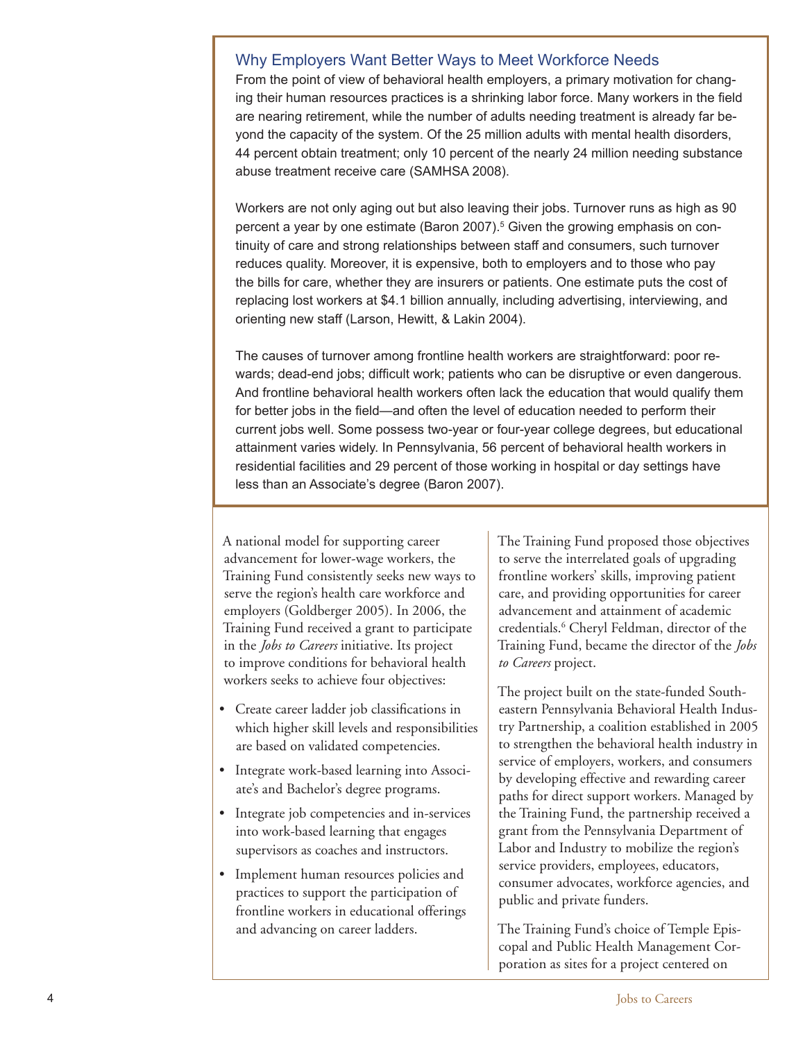### Why Employers Want Better Ways to Meet Workforce Needs

From the point of view of behavioral health employers, a primary motivation for changing their human resources practices is a shrinking labor force. Many workers in the field are nearing retirement, while the number of adults needing treatment is already far beyond the capacity of the system. Of the 25 million adults with mental health disorders, 44 percent obtain treatment; only 10 percent of the nearly 24 million needing substance abuse treatment receive care (SAMHSA 2008).

Workers are not only aging out but also leaving their jobs. Turnover runs as high as 90 percent a year by one estimate (Baron 2007).[5] Given the growing emphasis on continuity of care and strong relationships between staff and consumers, such turnover reduces quality. Moreover, it is expensive, both to employers and to those who pay the bills for care, whether they are insurers or patients. One estimate puts the cost of replacing lost workers at $4.1 billion annually, including advertising, interviewing, and orienting new staff (Larson, Hewitt, & Lakin 2004).

The causes of turnover among frontline health workers are straightforward: poor rewards; dead-end jobs; difficult work; patients who can be disruptive or even dangerous. And frontline behavioral health workers often lack the education that would qualify them for better jobs in the field—and often the level of education needed to perform their current jobs well. Some possess two-year or four-year college degrees, but educational attainment varies widely. In Pennsylvania, 56 percent of behavioral health workers in residential facilities and 29 percent of those working in hospital or day settings have less than an Associate's degree (Baron 2007).

A national model for supporting career advancement for lower-wage workers, the Training Fund consistently seeks new ways to serve the region's health care workforce and employers (Goldberger 2005). In 2006, the Training Fund received a grant to participate in the *Jobs to Careers* initiative. Its project to improve conditions for behavioral health workers seeks to achieve four objectives:

- Create career ladder job classifications in which higher skill levels and responsibilities are based on validated competencies.
- Integrate work-based learning into Associate's and Bachelor's degree programs.
- Integrate job competencies and in-services into work-based learning that engages supervisors as coaches and instructors.
- Implement human resources policies and practices to support the participation of frontline workers in educational offerings and advancing on career ladders.

The Training Fund proposed those objectives to serve the interrelated goals of upgrading frontline workers' skills, improving patient care, and providing opportunities for career advancement and attainment of academic credentials.[6] Cheryl Feldman, director of the Training Fund, became the director of the *Jobs to Careers* project.

The project built on the state-funded Southeastern Pennsylvania Behavioral Health Industry Partnership, a coalition established in 2005 to strengthen the behavioral health industry in service of employers, workers, and consumers by developing effective and rewarding career paths for direct support workers. Managed by the Training Fund, the partnership received a grant from the Pennsylvania Department of Labor and Industry to mobilize the region's service providers, employees, educators, consumer advocates, workforce agencies, and public and private funders.

The Training Fund's choice of Temple Episcopal and Public Health Management Corporation as sites for a project centered on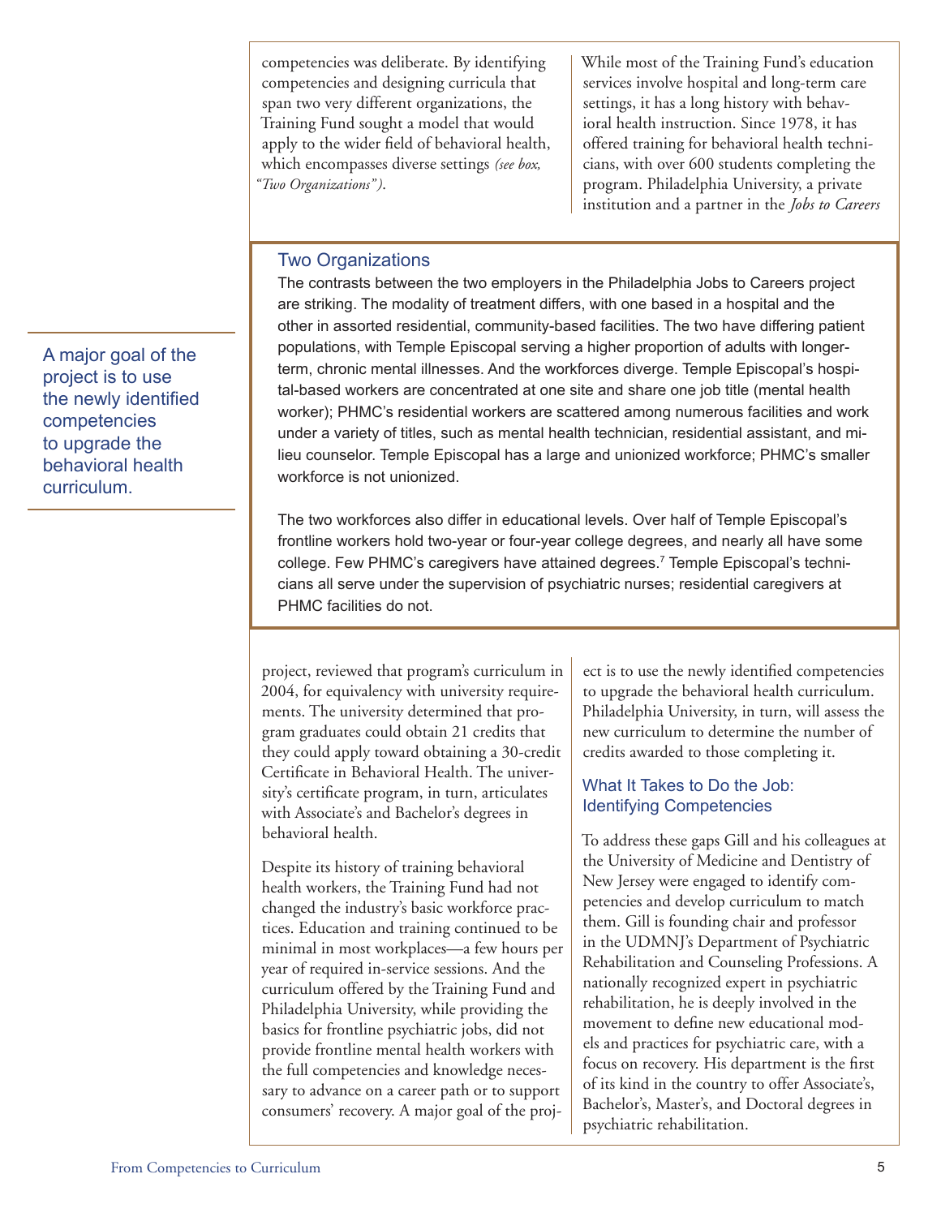competencies was deliberate. By identifying competencies and designing curricula that span two very different organizations, the Training Fund sought a model that would apply to the wider field of behavioral health, which encompasses diverse settings *(see box, "Two Organizations")*.

While most of the Training Fund's education services involve hospital and long-term care settings, it has a long history with behavioral health instruction. Since 1978, it has offered training for behavioral health technicians, with over 600 students completing the program. Philadelphia University, a private institution and a partner in the *Jobs to Careers* project, reviewed that program's curriculum in 2004, for equivalency with university requirements. The university determined that program graduates could obtain 21 credits that they could apply toward obtaining a 30-credit Certificate in Behavioral Health. The university's certificate program, in turn, articulates with Associate's and Bachelor's degrees in behavioral health.

> **Two Organizations**
>
> The contrasts between the two employers in the Philadelphia Jobs to Careers project are striking. The modality of treatment differs, with one based in a hospital and the other in assorted residential, community-based facilities. The two have differing patient populations, with Temple Episcopal serving a higher proportion of adults with longer-term, chronic mental illnesses. And the workforces diverge. Temple Episcopal's hospital-based workers are concentrated at one site and share one job title (mental health worker); PHMC's residential workers are scattered among numerous facilities and work under a variety of titles, such as mental health technician, residential assistant, and milieu counselor. Temple Episcopal has a large and unionized workforce; PHMC's smaller workforce is not unionized.
>
> The two workforces also differ in educational levels. Over half of Temple Episcopal's frontline workers hold two-year or four-year college degrees, and nearly all have some college. Few PHMC's caregivers have attained degrees.[7] Temple Episcopal's technicians all serve under the supervision of psychiatric nurses; residential caregivers at PHMC facilities do not.

Despite its history of training behavioral health workers, the Training Fund had not changed the industry's basic workforce practices. Education and training continued to be minimal in most workplaces—a few hours per year of required in-service sessions. And the curriculum offered by the Training Fund and Philadelphia University, while providing the basics for frontline psychiatric jobs, did not provide frontline mental health workers with the full competencies and knowledge necessary to advance on a career path or to support consumers' recovery. A major goal of the project is to use the newly identified competencies to upgrade the behavioral health curriculum. Philadelphia University, in turn, will assess the new curriculum to determine the number of credits awarded to those completing it.

> A major goal of the project is to use the newly identified competencies to upgrade the behavioral health curriculum.

## What It Takes to Do the Job: Identifying Competencies

To address these gaps Gill and his colleagues at the University of Medicine and Dentistry of New Jersey were engaged to identify competencies and develop curriculum to match them. Gill is founding chair and professor in the UDMNJ's Department of Psychiatric Rehabilitation and Counseling Professions. A nationally recognized expert in psychiatric rehabilitation, he is deeply involved in the movement to define new educational models and practices for psychiatric care, with a focus on recovery. His department is the first of its kind in the country to offer Associate's, Bachelor's, Master's, and Doctoral degrees in psychiatric rehabilitation.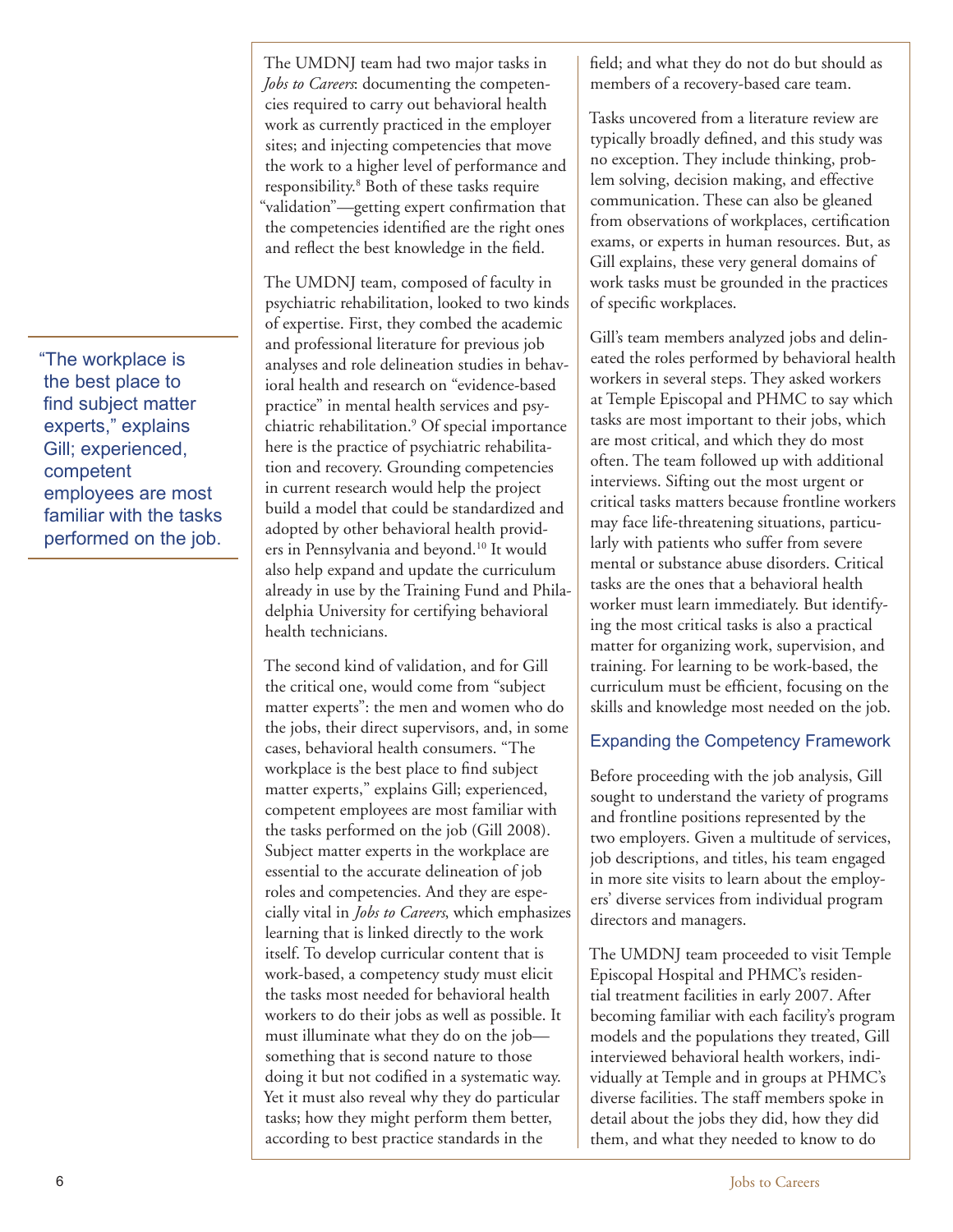The UMDNJ team had two major tasks in *Jobs to Careers*: documenting the competencies required to carry out behavioral health work as currently practiced in the employer sites; and injecting competencies that move the work to a higher level of performance and responsibility.[8] Both of these tasks require "validation"—getting expert confirmation that the competencies identified are the right ones and reflect the best knowledge in the field.

The UMDNJ team, composed of faculty in psychiatric rehabilitation, looked to two kinds of expertise. First, they combed the academic and professional literature for previous job analyses and role delineation studies in behavioral health and research on "evidence-based practice" in mental health services and psychiatric rehabilitation.[9] Of special importance here is the practice of psychiatric rehabilitation and recovery. Grounding competencies in current research would help the project build a model that could be standardized and adopted by other behavioral health providers in Pennsylvania and beyond.[10] It would also help expand and update the curriculum already in use by the Training Fund and Philadelphia University for certifying behavioral health technicians.

The second kind of validation, and for Gill the critical one, would come from "subject matter experts": the men and women who do the jobs, their direct supervisors, and, in some cases, behavioral health consumers. "The workplace is the best place to find subject matter experts," explains Gill; experienced, competent employees are most familiar with the tasks performed on the job (Gill 2008). Subject matter experts in the workplace are essential to the accurate delineation of job roles and competencies. And they are especially vital in *Jobs to Careers*, which emphasizes learning that is linked directly to the work itself. To develop curricular content that is work-based, a competency study must elicit the tasks most needed for behavioral health workers to do their jobs as well as possible. It must illuminate what they do on the job—something that is second nature to those doing it but not codified in a systematic way. Yet it must also reveal why they do particular tasks; how they might perform them better, according to best practice standards in the field; and what they do not do but should as members of a recovery-based care team.

> "The workplace is the best place to find subject matter experts," explains Gill; experienced, competent employees are most familiar with the tasks performed on the job.

Tasks uncovered from a literature review are typically broadly defined, and this study was no exception. They include thinking, problem solving, decision making, and effective communication. These can also be gleaned from observations of workplaces, certification exams, or experts in human resources. But, as Gill explains, these very general domains of work tasks must be grounded in the practices of specific workplaces.

Gill's team members analyzed jobs and delineated the roles performed by behavioral health workers in several steps. They asked workers at Temple Episcopal and PHMC to say which tasks are most important to their jobs, which are most critical, and which they do most often. The team followed up with additional interviews. Sifting out the most urgent or critical tasks matters because frontline workers may face life-threatening situations, particularly with patients who suffer from severe mental or substance abuse disorders. Critical tasks are the ones that a behavioral health worker must learn immediately. But identifying the most critical tasks is also a practical matter for organizing work, supervision, and training. For learning to be work-based, the curriculum must be efficient, focusing on the skills and knowledge most needed on the job.

## Expanding the Competency Framework

Before proceeding with the job analysis, Gill sought to understand the variety of programs and frontline positions represented by the two employers. Given a multitude of services, job descriptions, and titles, his team engaged in more site visits to learn about the employers' diverse services from individual program directors and managers.

The UMDNJ team proceeded to visit Temple Episcopal Hospital and PHMC's residential treatment facilities in early 2007. After becoming familiar with each facility's program models and the populations they treated, Gill interviewed behavioral health workers, individually at Temple and in groups at PHMC's diverse facilities. The staff members spoke in detail about the jobs they did, how they did them, and what they needed to know to do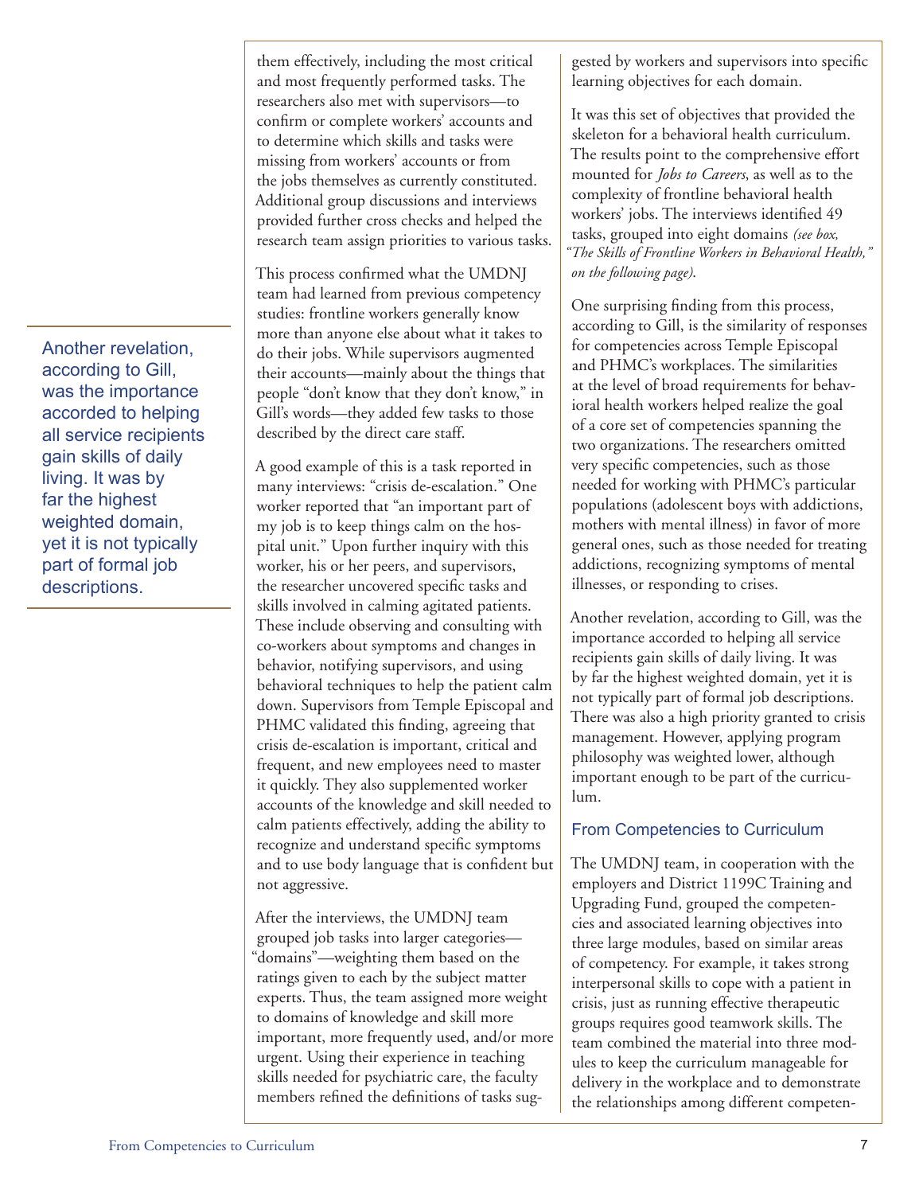them effectively, including the most critical and most frequently performed tasks. The researchers also met with supervisors—to confirm or complete workers' accounts and to determine which skills and tasks were missing from workers' accounts or from the jobs themselves as currently constituted. Additional group discussions and interviews provided further cross checks and helped the research team assign priorities to various tasks.

This process confirmed what the UMDNJ team had learned from previous competency studies: frontline workers generally know more than anyone else about what it takes to do their jobs. While supervisors augmented their accounts—mainly about the things that people "don't know that they don't know," in Gill's words—they added few tasks to those described by the direct care staff.

A good example of this is a task reported in many interviews: "crisis de-escalation." One worker reported that "an important part of my job is to keep things calm on the hospital unit." Upon further inquiry with this worker, his or her peers, and supervisors, the researcher uncovered specific tasks and skills involved in calming agitated patients. These include observing and consulting with co-workers about symptoms and changes in behavior, notifying supervisors, and using behavioral techniques to help the patient calm down. Supervisors from Temple Episcopal and PHMC validated this finding, agreeing that crisis de-escalation is important, critical and frequent, and new employees need to master it quickly. They also supplemented worker accounts of the knowledge and skill needed to calm patients effectively, adding the ability to recognize and understand specific symptoms and to use body language that is confident but not aggressive.

After the interviews, the UMDNJ team grouped job tasks into larger categories—"domains"—weighting them based on the ratings given to each by the subject matter experts. Thus, the team assigned more weight to domains of knowledge and skill more important, more frequently used, and/or more urgent. Using their experience in teaching skills needed for psychiatric care, the faculty members refined the definitions of tasks suggested by workers and supervisors into specific learning objectives for each domain.

It was this set of objectives that provided the skeleton for a behavioral health curriculum. The results point to the comprehensive effort mounted for *Jobs to Careers*, as well as to the complexity of frontline behavioral health workers' jobs. The interviews identified 49 tasks, grouped into eight domains *(see box, "The Skills of Frontline Workers in Behavioral Health," on the following page)*.

One surprising finding from this process, according to Gill, is the similarity of responses for competencies across Temple Episcopal and PHMC's workplaces. The similarities at the level of broad requirements for behavioral health workers helped realize the goal of a core set of competencies spanning the two organizations. The researchers omitted very specific competencies, such as those needed for working with PHMC's particular populations (adolescent boys with addictions, mothers with mental illness) in favor of more general ones, such as those needed for treating addictions, recognizing symptoms of mental illnesses, or responding to crises.

Another revelation, according to Gill, was the importance accorded to helping all service recipients gain skills of daily living. It was by far the highest weighted domain, yet it is not typically part of formal job descriptions. There was also a high priority granted to crisis management. However, applying program philosophy was weighted lower, although important enough to be part of the curriculum.

> Another revelation, according to Gill, was the importance accorded to helping all service recipients gain skills of daily living. It was by far the highest weighted domain, yet it is not typically part of formal job descriptions.

## From Competencies to Curriculum

The UMDNJ team, in cooperation with the employers and District 1199C Training and Upgrading Fund, grouped the competencies and associated learning objectives into three large modules, based on similar areas of competency. For example, it takes strong interpersonal skills to cope with a patient in crisis, just as running effective therapeutic groups requires good teamwork skills. The team combined the material into three modules to keep the curriculum manageable for delivery in the workplace and to demonstrate the relationships among different competen-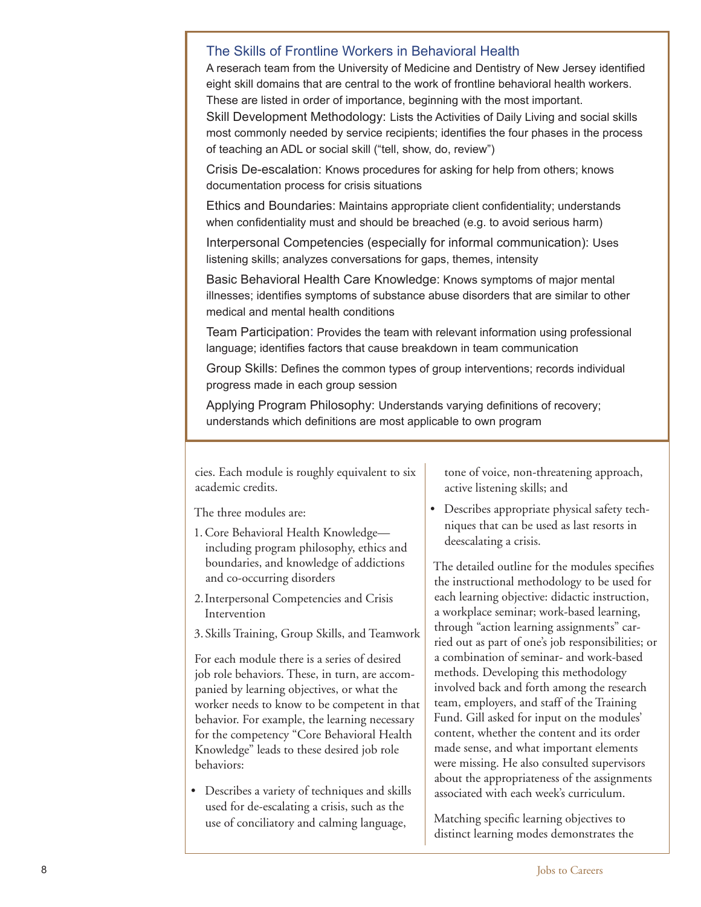## The Skills of Frontline Workers in Behavioral Health

A reserach team from the University of Medicine and Dentistry of New Jersey identified eight skill domains that are central to the work of frontline behavioral health workers. These are listed in order of importance, beginning with the most important.

Skill Development Methodology: Lists the Activities of Daily Living and social skills most commonly needed by service recipients; identifies the four phases in the process of teaching an ADL or social skill ("tell, show, do, review")

Crisis De-escalation: Knows procedures for asking for help from others; knows documentation process for crisis situations

Ethics and Boundaries: Maintains appropriate client confidentiality; understands when confidentiality must and should be breached (e.g. to avoid serious harm)

Interpersonal Competencies (especially for informal communication): Uses listening skills; analyzes conversations for gaps, themes, intensity

Basic Behavioral Health Care Knowledge: Knows symptoms of major mental illnesses; identifies symptoms of substance abuse disorders that are similar to other medical and mental health conditions

Team Participation: Provides the team with relevant information using professional language; identifies factors that cause breakdown in team communication

Group Skills: Defines the common types of group interventions; records individual progress made in each group session

Applying Program Philosophy: Understands varying definitions of recovery; understands which definitions are most applicable to own program

---

cies. Each module is roughly equivalent to six academic credits.

The three modules are:

1. Core Behavioral Health Knowledge—including program philosophy, ethics and boundaries, and knowledge of addictions and co-occurring disorders
2. Interpersonal Competencies and Crisis Intervention
3. Skills Training, Group Skills, and Teamwork

For each module there is a series of desired job role behaviors. These, in turn, are accompanied by learning objectives, or what the worker needs to know to be competent in that behavior. For example, the learning necessary for the competency "Core Behavioral Health Knowledge" leads to these desired job role behaviors:

- Describes a variety of techniques and skills used for de-escalating a crisis, such as the use of conciliatory and calming language, tone of voice, non-threatening approach, active listening skills; and
- Describes appropriate physical safety techniques that can be used as last resorts in deescalating a crisis.

The detailed outline for the modules specifies the instructional methodology to be used for each learning objective: didactic instruction, a workplace seminar; work-based learning, through "action learning assignments" carried out as part of one's job responsibilities; or a combination of seminar- and work-based methods. Developing this methodology involved back and forth among the research team, employers, and staff of the Training Fund. Gill asked for input on the modules' content, whether the content and its order made sense, and what important elements were missing. He also consulted supervisors about the appropriateness of the assignments associated with each week's curriculum.

Matching specific learning objectives to distinct learning modes demonstrates the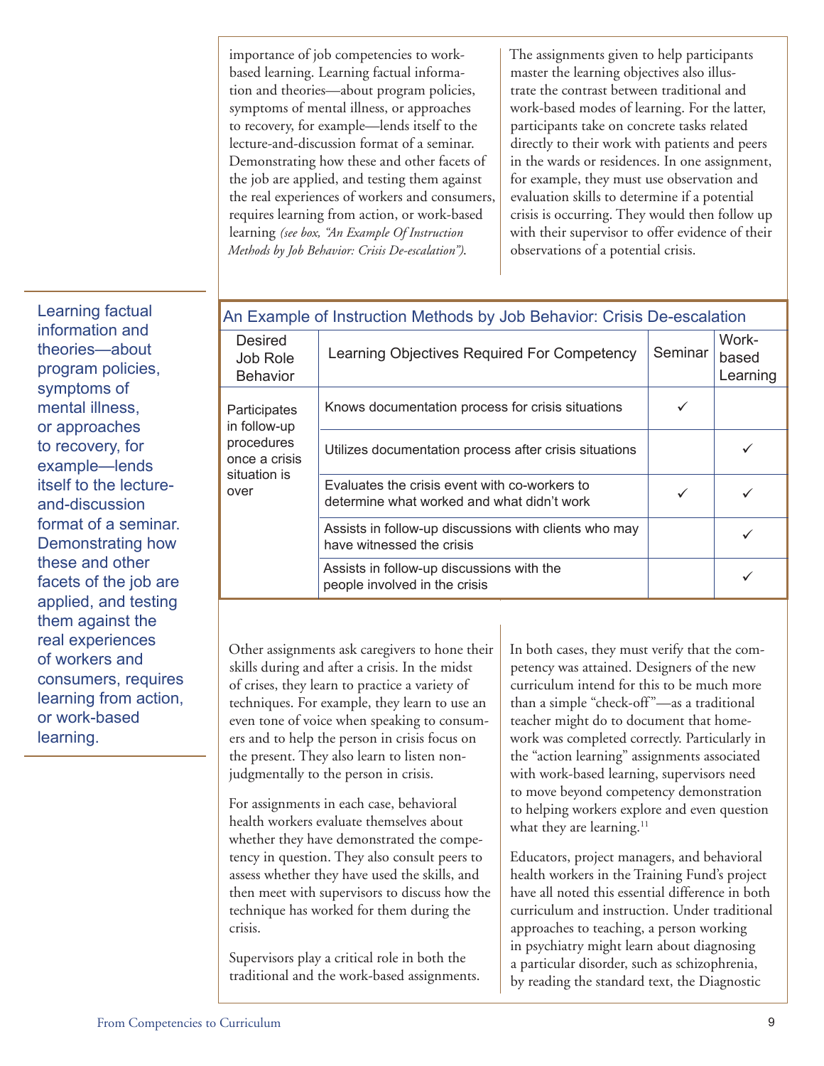importance of job competencies to work-based learning. Learning factual information and theories—about program policies, symptoms of mental illness, or approaches to recovery, for example—lends itself to the lecture-and-discussion format of a seminar. Demonstrating how these and other facets of the job are applied, and testing them against the real experiences of workers and consumers, requires learning from action, or work-based learning *(see box, "An Example Of Instruction Methods by Job Behavior: Crisis De-escalation")*.

The assignments given to help participants master the learning objectives also illustrate the contrast between traditional and work-based modes of learning. For the latter, participants take on concrete tasks related directly to their work with patients and peers in the wards or residences. In one assignment, for example, they must use observation and evaluation skills to determine if a potential crisis is occurring. They would then follow up with their supervisor to offer evidence of their observations of a potential crisis.

> Learning factual information and theories—about program policies, symptoms of mental illness, or approaches to recovery, for example—lends itself to the lecture-and-discussion format of a seminar. Demonstrating how these and other facets of the job are applied, and testing them against the real experiences of workers and consumers, requires learning from action, or work-based learning.

### An Example of Instruction Methods by Job Behavior: Crisis De-escalation

| Desired Job Role Behavior | Learning Objectives Required For Competency | Seminar | Work-based Learning |
|---|---|---|---|
| Participates in follow-up procedures once a crisis situation is over | Knows documentation process for crisis situations | ✓ | |
| | Utilizes documentation process after crisis situations | | ✓ |
| | Evaluates the crisis event with co-workers to determine what worked and what didn't work | ✓ | ✓ |
| | Assists in follow-up discussions with clients who may have witnessed the crisis | | ✓ |
| | Assists in follow-up discussions with the people involved in the crisis | | ✓ |

Other assignments ask caregivers to hone their skills during and after a crisis. In the midst of crises, they learn to practice a variety of techniques. For example, they learn to use an even tone of voice when speaking to consumers and to help the person in crisis focus on the present. They also learn to listen non-judgmentally to the person in crisis.

For assignments in each case, behavioral health workers evaluate themselves about whether they have demonstrated the competency in question. They also consult peers to assess whether they have used the skills, and then meet with supervisors to discuss how the technique has worked for them during the crisis.

Supervisors play a critical role in both the traditional and the work-based assignments. In both cases, they must verify that the competency was attained. Designers of the new curriculum intend for this to be much more than a simple "check-off"—as a traditional teacher might do to document that homework was completed correctly. Particularly in the "action learning" assignments associated with work-based learning, supervisors need to move beyond competency demonstration to helping workers explore and even question what they are learning.[11]

Educators, project managers, and behavioral health workers in the Training Fund's project have all noted this essential difference in both curriculum and instruction. Under traditional approaches to teaching, a person working in psychiatry might learn about diagnosing a particular disorder, such as schizophrenia, by reading the standard text, the Diagnostic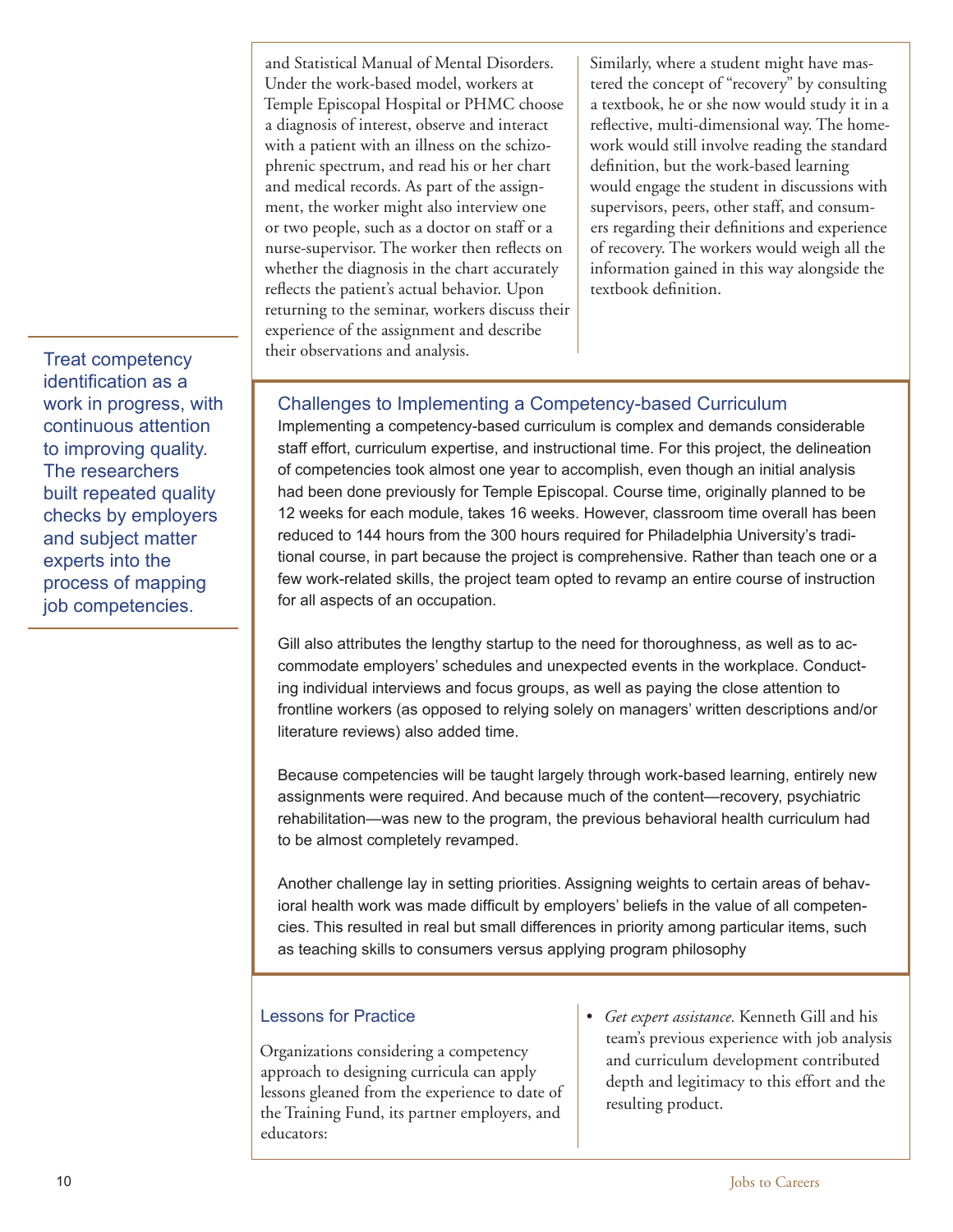and Statistical Manual of Mental Disorders. Under the work-based model, workers at Temple Episcopal Hospital or PHMC choose a diagnosis of interest, observe and interact with a patient with an illness on the schizophrenic spectrum, and read his or her chart and medical records. As part of the assignment, the worker might also interview one or two people, such as a doctor on staff or a nurse-supervisor. The worker then reflects on whether the diagnosis in the chart accurately reflects the patient's actual behavior. Upon returning to the seminar, workers discuss their experience of the assignment and describe their observations and analysis.

Similarly, where a student might have mastered the concept of "recovery" by consulting a textbook, he or she now would study it in a reflective, multi-dimensional way. The homework would still involve reading the standard definition, but the work-based learning would engage the student in discussions with supervisors, peers, other staff, and consumers regarding their definitions and experience of recovery. The workers would weigh all the information gained in this way alongside the textbook definition.

Treat competency identification as a work in progress, with continuous attention to improving quality. The researchers built repeated quality checks by employers and subject matter experts into the process of mapping job competencies.

### Challenges to Implementing a Competency-based Curriculum

Implementing a competency-based curriculum is complex and demands considerable staff effort, curriculum expertise, and instructional time. For this project, the delineation of competencies took almost one year to accomplish, even though an initial analysis had been done previously for Temple Episcopal. Course time, originally planned to be 12 weeks for each module, takes 16 weeks. However, classroom time overall has been reduced to 144 hours from the 300 hours required for Philadelphia University's traditional course, in part because the project is comprehensive. Rather than teach one or a few work-related skills, the project team opted to revamp an entire course of instruction for all aspects of an occupation.

Gill also attributes the lengthy startup to the need for thoroughness, as well as to accommodate employers' schedules and unexpected events in the workplace. Conducting individual interviews and focus groups, as well as paying the close attention to frontline workers (as opposed to relying solely on managers' written descriptions and/or literature reviews) also added time.

Because competencies will be taught largely through work-based learning, entirely new assignments were required. And because much of the content—recovery, psychiatric rehabilitation—was new to the program, the previous behavioral health curriculum had to be almost completely revamped.

Another challenge lay in setting priorities. Assigning weights to certain areas of behavioral health work was made difficult by employers' beliefs in the value of all competencies. This resulted in real but small differences in priority among particular items, such as teaching skills to consumers versus applying program philosophy

### Lessons for Practice

Organizations considering a competency approach to designing curricula can apply lessons gleaned from the experience to date of the Training Fund, its partner employers, and educators:

- *Get expert assistance.* Kenneth Gill and his team's previous experience with job analysis and curriculum development contributed depth and legitimacy to this effort and the resulting product.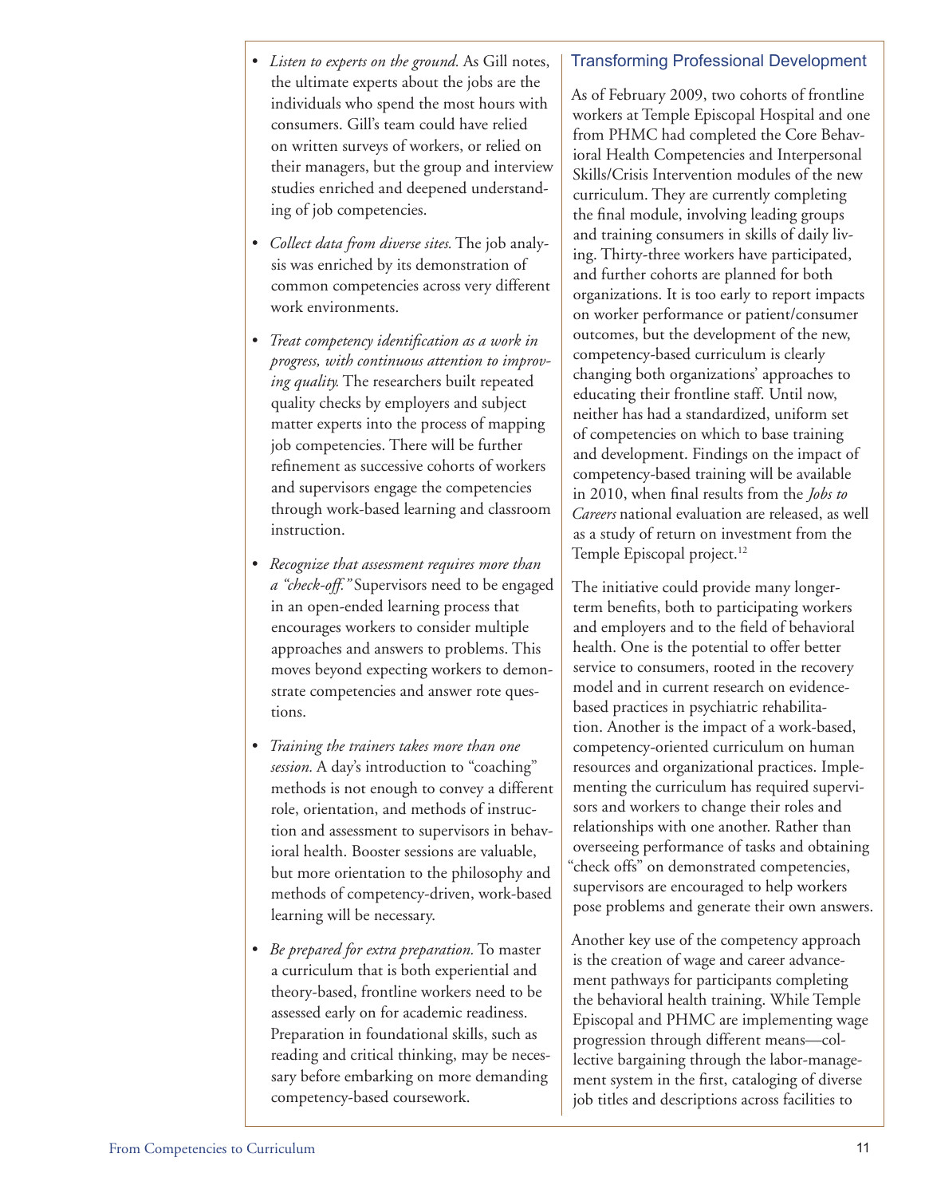- *Listen to experts on the ground.* As Gill notes, the ultimate experts about the jobs are the individuals who spend the most hours with consumers. Gill's team could have relied on written surveys of workers, or relied on their managers, but the group and interview studies enriched and deepened understanding of job competencies.

- *Collect data from diverse sites.* The job analysis was enriched by its demonstration of common competencies across very different work environments.

- *Treat competency identification as a work in progress, with continuous attention to improving quality.* The researchers built repeated quality checks by employers and subject matter experts into the process of mapping job competencies. There will be further refinement as successive cohorts of workers and supervisors engage the competencies through work-based learning and classroom instruction.

- *Recognize that assessment requires more than a "check-off."* Supervisors need to be engaged in an open-ended learning process that encourages workers to consider multiple approaches and answers to problems. This moves beyond expecting workers to demonstrate competencies and answer rote questions.

- *Training the trainers takes more than one session.* A day's introduction to "coaching" methods is not enough to convey a different role, orientation, and methods of instruction and assessment to supervisors in behavioral health. Booster sessions are valuable, but more orientation to the philosophy and methods of competency-driven, work-based learning will be necessary.

- *Be prepared for extra preparation.* To master a curriculum that is both experiential and theory-based, frontline workers need to be assessed early on for academic readiness. Preparation in foundational skills, such as reading and critical thinking, may be necessary before embarking on more demanding competency-based coursework.

## Transforming Professional Development

As of February 2009, two cohorts of frontline workers at Temple Episcopal Hospital and one from PHMC had completed the Core Behavioral Health Competencies and Interpersonal Skills/Crisis Intervention modules of the new curriculum. They are currently completing the final module, involving leading groups and training consumers in skills of daily living. Thirty-three workers have participated, and further cohorts are planned for both organizations. It is too early to report impacts on worker performance or patient/consumer outcomes, but the development of the new, competency-based curriculum is clearly changing both organizations' approaches to educating their frontline staff. Until now, neither has had a standardized, uniform set of competencies on which to base training and development. Findings on the impact of competency-based training will be available in 2010, when final results from the *Jobs to Careers* national evaluation are released, as well as a study of return on investment from the Temple Episcopal project.[12]

The initiative could provide many longer-term benefits, both to participating workers and employers and to the field of behavioral health. One is the potential to offer better service to consumers, rooted in the recovery model and in current research on evidence-based practices in psychiatric rehabilitation. Another is the impact of a work-based, competency-oriented curriculum on human resources and organizational practices. Implementing the curriculum has required supervisors and workers to change their roles and relationships with one another. Rather than overseeing performance of tasks and obtaining "check offs" on demonstrated competencies, supervisors are encouraged to help workers pose problems and generate their own answers.

Another key use of the competency approach is the creation of wage and career advancement pathways for participants completing the behavioral health training. While Temple Episcopal and PHMC are implementing wage progression through different means—collective bargaining through the labor-management system in the first, cataloging of diverse job titles and descriptions across facilities to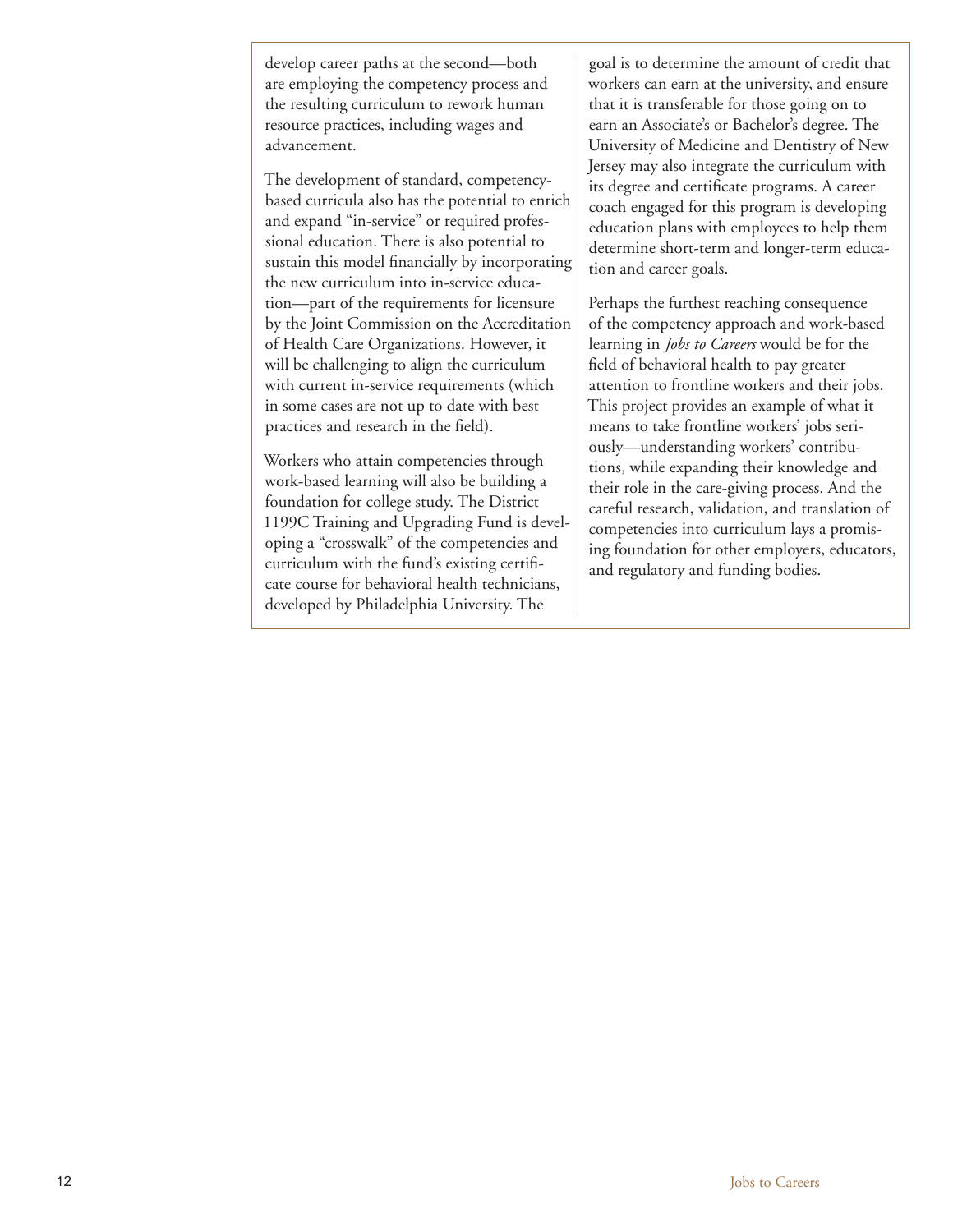develop career paths at the second—both are employing the competency process and the resulting curriculum to rework human resource practices, including wages and advancement.

The development of standard, competency-based curricula also has the potential to enrich and expand "in-service" or required professional education. There is also potential to sustain this model financially by incorporating the new curriculum into in-service education—part of the requirements for licensure by the Joint Commission on the Accreditation of Health Care Organizations. However, it will be challenging to align the curriculum with current in-service requirements (which in some cases are not up to date with best practices and research in the field).

Workers who attain competencies through work-based learning will also be building a foundation for college study. The District 1199C Training and Upgrading Fund is developing a "crosswalk" of the competencies and curriculum with the fund's existing certificate course for behavioral health technicians, developed by Philadelphia University. The goal is to determine the amount of credit that workers can earn at the university, and ensure that it is transferable for those going on to earn an Associate's or Bachelor's degree. The University of Medicine and Dentistry of New Jersey may also integrate the curriculum with its degree and certificate programs. A career coach engaged for this program is developing education plans with employees to help them determine short-term and longer-term education and career goals.

Perhaps the furthest reaching consequence of the competency approach and work-based learning in *Jobs to Careers* would be for the field of behavioral health to pay greater attention to frontline workers and their jobs. This project provides an example of what it means to take frontline workers' jobs seriously—understanding workers' contributions, while expanding their knowledge and their role in the care-giving process. And the careful research, validation, and translation of competencies into curriculum lays a promising foundation for other employers, educators, and regulatory and funding bodies.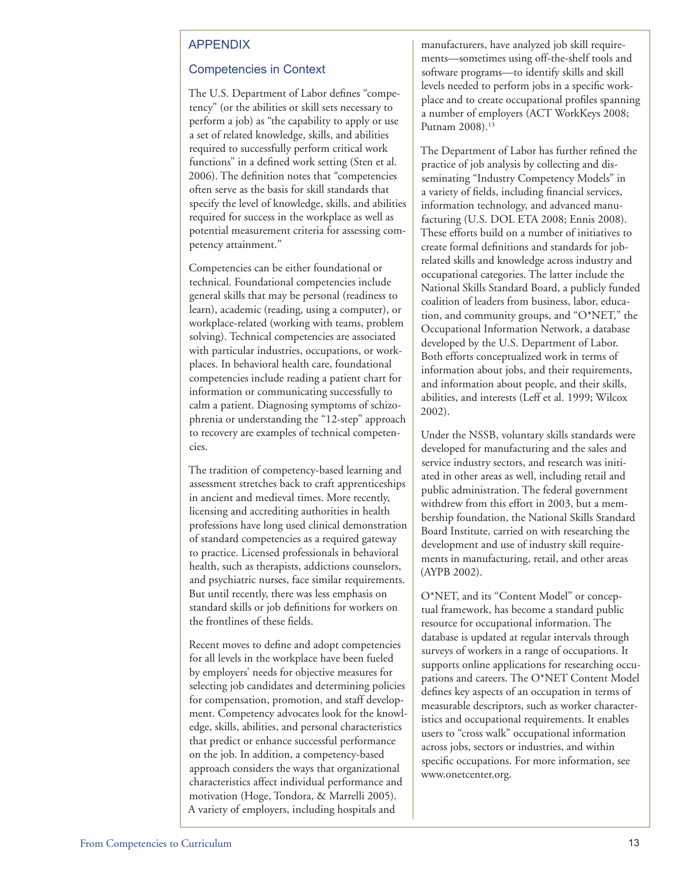## APPENDIX

### Competencies in Context

The U.S. Department of Labor defines "competency" (or the abilities or skill sets necessary to perform a job) as "the capability to apply or use a set of related knowledge, skills, and abilities required to successfully perform critical work functions" in a defined work setting (Sten et al. 2006). The definition notes that "competencies often serve as the basis for skill standards that specify the level of knowledge, skills, and abilities required for success in the workplace as well as potential measurement criteria for assessing competency attainment."

Competencies can be either foundational or technical. Foundational competencies include general skills that may be personal (readiness to learn), academic (reading, using a computer), or workplace-related (working with teams, problem solving). Technical competencies are associated with particular industries, occupations, or workplaces. In behavioral health care, foundational competencies include reading a patient chart for information or communicating successfully to calm a patient. Diagnosing symptoms of schizophrenia or understanding the "12-step" approach to recovery are examples of technical competencies.

The tradition of competency-based learning and assessment stretches back to craft apprenticeships in ancient and medieval times. More recently, licensing and accrediting authorities in health professions have long used clinical demonstration of standard competencies as a required gateway to practice. Licensed professionals in behavioral health, such as therapists, addictions counselors, and psychiatric nurses, face similar requirements. But until recently, there was less emphasis on standard skills or job definitions for workers on the frontlines of these fields.

Recent moves to define and adopt competencies for all levels in the workplace have been fueled by employers' needs for objective measures for selecting job candidates and determining policies for compensation, promotion, and staff development. Competency advocates look for the knowledge, skills, abilities, and personal characteristics that predict or enhance successful performance on the job. In addition, a competency-based approach considers the ways that organizational characteristics affect individual performance and motivation (Hoge, Tondora, & Marrelli 2005). A variety of employers, including hospitals and manufacturers, have analyzed job skill requirements—sometimes using off-the-shelf tools and software programs—to identify skills and skill levels needed to perform jobs in a specific workplace and to create occupational profiles spanning a number of employers (ACT WorkKeys 2008; Putnam 2008).[13]

The Department of Labor has further refined the practice of job analysis by collecting and disseminating "Industry Competency Models" in a variety of fields, including financial services, information technology, and advanced manufacturing (U.S. DOL ETA 2008; Ennis 2008). These efforts build on a number of initiatives to create formal definitions and standards for job-related skills and knowledge across industry and occupational categories. The latter include the National Skills Standard Board, a publicly funded coalition of leaders from business, labor, education, and community groups, and "O*NET," the Occupational Information Network, a database developed by the U.S. Department of Labor. Both efforts conceptualized work in terms of information about jobs, and their requirements, and information about people, and their skills, abilities, and interests (Leff et al. 1999; Wilcox 2002).

Under the NSSB, voluntary skills standards were developed for manufacturing and the sales and service industry sectors, and research was initiated in other areas as well, including retail and public administration. The federal government withdrew from this effort in 2003, but a membership foundation, the National Skills Standard Board Institute, carried on with researching the development and use of industry skill requirements in manufacturing, retail, and other areas (AYPB 2002).

O*NET, and its "Content Model" or conceptual framework, has become a standard public resource for occupational information. The database is updated at regular intervals through surveys of workers in a range of occupations. It supports online applications for researching occupations and careers. The O*NET Content Model defines key aspects of an occupation in terms of measurable descriptors, such as worker characteristics and occupational requirements. It enables users to "cross walk" occupational information across jobs, sectors or industries, and within specific occupations. For more information, see www.onetcenter.org.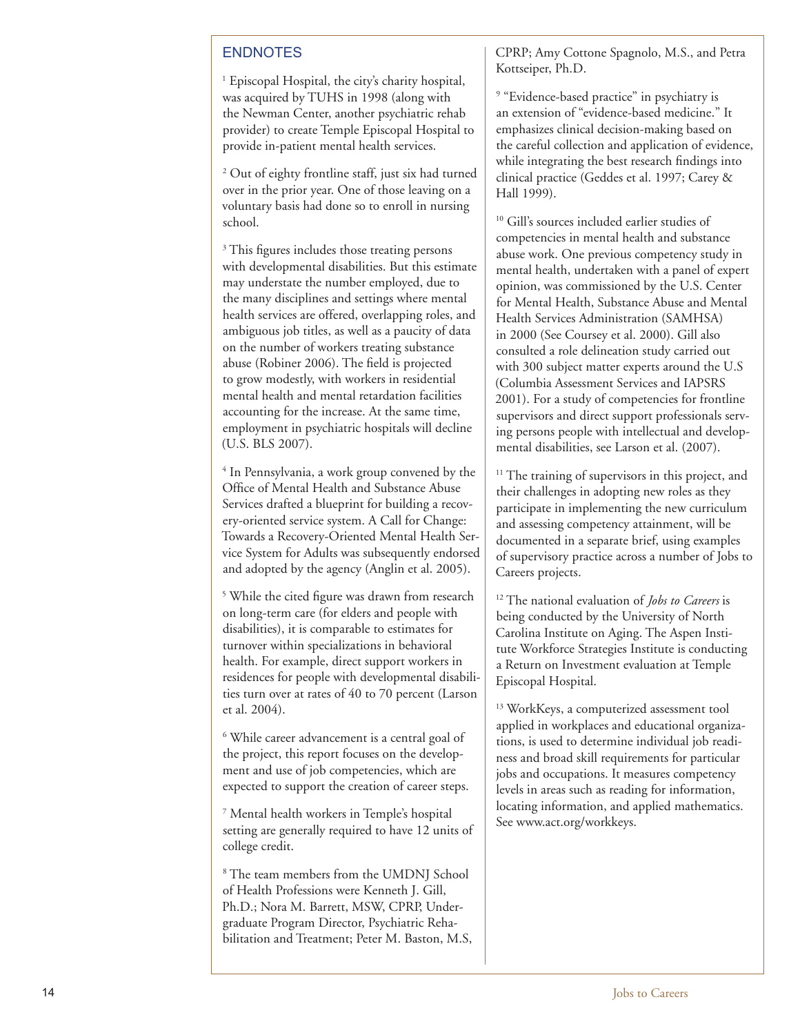## ENDNOTES

[1] Episcopal Hospital, the city's charity hospital, was acquired by TUHS in 1998 (along with the Newman Center, another psychiatric rehab provider) to create Temple Episcopal Hospital to provide in-patient mental health services.

[2] Out of eighty frontline staff, just six had turned over in the prior year. One of those leaving on a voluntary basis had done so to enroll in nursing school.

[3] This figures includes those treating persons with developmental disabilities. But this estimate may understate the number employed, due to the many disciplines and settings where mental health services are offered, overlapping roles, and ambiguous job titles, as well as a paucity of data on the number of workers treating substance abuse (Robiner 2006). The field is projected to grow modestly, with workers in residential mental health and mental retardation facilities accounting for the increase. At the same time, employment in psychiatric hospitals will decline (U.S. BLS 2007).

[4] In Pennsylvania, a work group convened by the Office of Mental Health and Substance Abuse Services drafted a blueprint for building a recovery-oriented service system. A Call for Change: Towards a Recovery-Oriented Mental Health Service System for Adults was subsequently endorsed and adopted by the agency (Anglin et al. 2005).

[5] While the cited figure was drawn from research on long-term care (for elders and people with disabilities), it is comparable to estimates for turnover within specializations in behavioral health. For example, direct support workers in residences for people with developmental disabilities turn over at rates of 40 to 70 percent (Larson et al. 2004).

[6] While career advancement is a central goal of the project, this report focuses on the development and use of job competencies, which are expected to support the creation of career steps.

[7] Mental health workers in Temple's hospital setting are generally required to have 12 units of college credit.

[8] The team members from the UMDNJ School of Health Professions were Kenneth J. Gill, Ph.D.; Nora M. Barrett, MSW, CPRP, Undergraduate Program Director, Psychiatric Rehabilitation and Treatment; Peter M. Baston, M.S, CPRP; Amy Cottone Spagnolo, M.S., and Petra Kottseiper, Ph.D.

[9] "Evidence-based practice" in psychiatry is an extension of "evidence-based medicine." It emphasizes clinical decision-making based on the careful collection and application of evidence, while integrating the best research findings into clinical practice (Geddes et al. 1997; Carey & Hall 1999).

[10] Gill's sources included earlier studies of competencies in mental health and substance abuse work. One previous competency study in mental health, undertaken with a panel of expert opinion, was commissioned by the U.S. Center for Mental Health, Substance Abuse and Mental Health Services Administration (SAMHSA) in 2000 (See Coursey et al. 2000). Gill also consulted a role delineation study carried out with 300 subject matter experts around the U.S (Columbia Assessment Services and IAPSRS 2001). For a study of competencies for frontline supervisors and direct support professionals serving persons people with intellectual and developmental disabilities, see Larson et al. (2007).

[11] The training of supervisors in this project, and their challenges in adopting new roles as they participate in implementing the new curriculum and assessing competency attainment, will be documented in a separate brief, using examples of supervisory practice across a number of Jobs to Careers projects.

[12] The national evaluation of *Jobs to Careers* is being conducted by the University of North Carolina Institute on Aging. The Aspen Institute Workforce Strategies Institute is conducting a Return on Investment evaluation at Temple Episcopal Hospital.

[13] WorkKeys, a computerized assessment tool applied in workplaces and educational organizations, is used to determine individual job readiness and broad skill requirements for particular jobs and occupations. It measures competency levels in areas such as reading for information, locating information, and applied mathematics. See www.act.org/workkeys.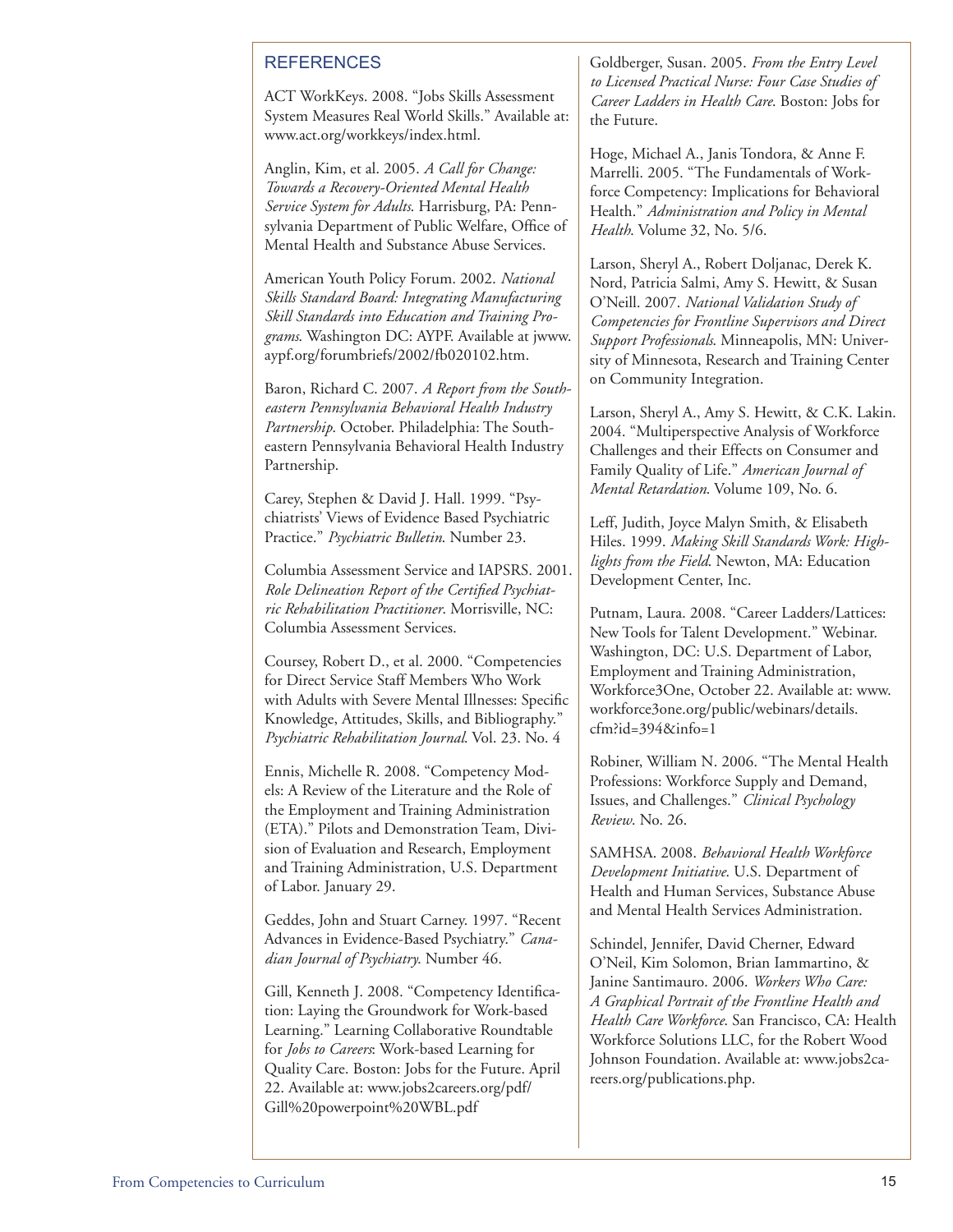## REFERENCES

ACT WorkKeys. 2008. "Jobs Skills Assessment System Measures Real World Skills." Available at: www.act.org/workkeys/index.html.

Anglin, Kim, et al. 2005. *A Call for Change: Towards a Recovery-Oriented Mental Health Service System for Adults*. Harrisburg, PA: Pennsylvania Department of Public Welfare, Office of Mental Health and Substance Abuse Services.

American Youth Policy Forum. 2002. *National Skills Standard Board: Integrating Manufacturing Skill Standards into Education and Training Programs*. Washington DC: AYPF. Available at jwww.aypf.org/forumbriefs/2002/fb020102.htm.

Baron, Richard C. 2007. *A Report from the Southeastern Pennsylvania Behavioral Health Industry Partnership*. October. Philadelphia: The Southeastern Pennsylvania Behavioral Health Industry Partnership.

Carey, Stephen & David J. Hall. 1999. "Psychiatrists' Views of Evidence Based Psychiatric Practice." *Psychiatric Bulletin*. Number 23.

Columbia Assessment Service and IAPSRS. 2001. *Role Delineation Report of the Certified Psychiatric Rehabilitation Practitioner*. Morrisville, NC: Columbia Assessment Services.

Coursey, Robert D., et al. 2000. "Competencies for Direct Service Staff Members Who Work with Adults with Severe Mental Illnesses: Specific Knowledge, Attitudes, Skills, and Bibliography." *Psychiatric Rehabilitation Journal*. Vol. 23. No. 4

Ennis, Michelle R. 2008. "Competency Models: A Review of the Literature and the Role of the Employment and Training Administration (ETA)." Pilots and Demonstration Team, Division of Evaluation and Research, Employment and Training Administration, U.S. Department of Labor. January 29.

Geddes, John and Stuart Carney. 1997. "Recent Advances in Evidence-Based Psychiatry." *Canadian Journal of Psychiatry*. Number 46.

Gill, Kenneth J. 2008. "Competency Identification: Laying the Groundwork for Work-based Learning." Learning Collaborative Roundtable for *Jobs to Careers*: Work-based Learning for Quality Care. Boston: Jobs for the Future. April 22. Available at: www.jobs2careers.org/pdf/Gill%20powerpoint%20WBL.pdf

Goldberger, Susan. 2005. *From the Entry Level to Licensed Practical Nurse: Four Case Studies of Career Ladders in Health Care*. Boston: Jobs for the Future.

Hoge, Michael A., Janis Tondora, & Anne F. Marrelli. 2005. "The Fundamentals of Workforce Competency: Implications for Behavioral Health." *Administration and Policy in Mental Health*. Volume 32, No. 5/6.

Larson, Sheryl A., Robert Doljanac, Derek K. Nord, Patricia Salmi, Amy S. Hewitt, & Susan O'Neill. 2007. *National Validation Study of Competencies for Frontline Supervisors and Direct Support Professionals*. Minneapolis, MN: University of Minnesota, Research and Training Center on Community Integration.

Larson, Sheryl A., Amy S. Hewitt, & C.K. Lakin. 2004. "Multiperspective Analysis of Workforce Challenges and their Effects on Consumer and Family Quality of Life." *American Journal of Mental Retardation*. Volume 109, No. 6.

Leff, Judith, Joyce Malyn Smith, & Elisabeth Hiles. 1999. *Making Skill Standards Work: Highlights from the Field*. Newton, MA: Education Development Center, Inc.

Putnam, Laura. 2008. "Career Ladders/Lattices: New Tools for Talent Development." Webinar. Washington, DC: U.S. Department of Labor, Employment and Training Administration, Workforce3One, October 22. Available at: www.workforce3one.org/public/webinars/details.cfm?id=394&info=1

Robiner, William N. 2006. "The Mental Health Professions: Workforce Supply and Demand, Issues, and Challenges." *Clinical Psychology Review*. No. 26.

SAMHSA. 2008. *Behavioral Health Workforce Development Initiative*. U.S. Department of Health and Human Services, Substance Abuse and Mental Health Services Administration.

Schindel, Jennifer, David Cherner, Edward O'Neil, Kim Solomon, Brian Iammartino, & Janine Santimauro. 2006. *Workers Who Care: A Graphical Portrait of the Frontline Health and Health Care Workforce*. San Francisco, CA: Health Workforce Solutions LLC, for the Robert Wood Johnson Foundation. Available at: www.jobs2careers.org/publications.php.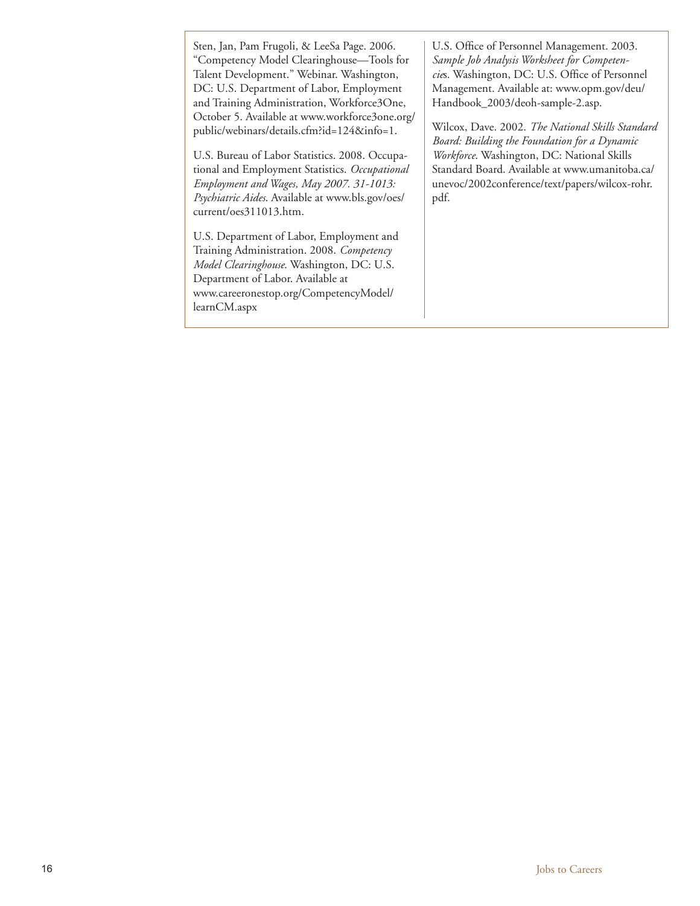Sten, Jan, Pam Frugoli, & LeeSa Page. 2006. "Competency Model Clearinghouse—Tools for Talent Development." Webinar. Washington, DC: U.S. Department of Labor, Employment and Training Administration, Workforce3One, October 5. Available at www.workforce3one.org/public/webinars/details.cfm?id=124&info=1.

U.S. Bureau of Labor Statistics. 2008. Occupational and Employment Statistics. *Occupational Employment and Wages, May 2007. 31-1013: Psychiatric Aides*. Available at www.bls.gov/oes/current/oes311013.htm.

U.S. Department of Labor, Employment and Training Administration. 2008. *Competency Model Clearinghouse*. Washington, DC: U.S. Department of Labor. Available at www.careeronestop.org/CompetencyModel/learnCM.aspx

U.S. Office of Personnel Management. 2003. *Sample Job Analysis Worksheet for Competencies*. Washington, DC: U.S. Office of Personnel Management. Available at: www.opm.gov/deu/Handbook_2003/deoh-sample-2.asp.

Wilcox, Dave. 2002. *The National Skills Standard Board: Building the Foundation for a Dynamic Workforce*. Washington, DC: National Skills Standard Board. Available at www.umanitoba.ca/unevoc/2002conference/text/papers/wilcox-rohr.pdf.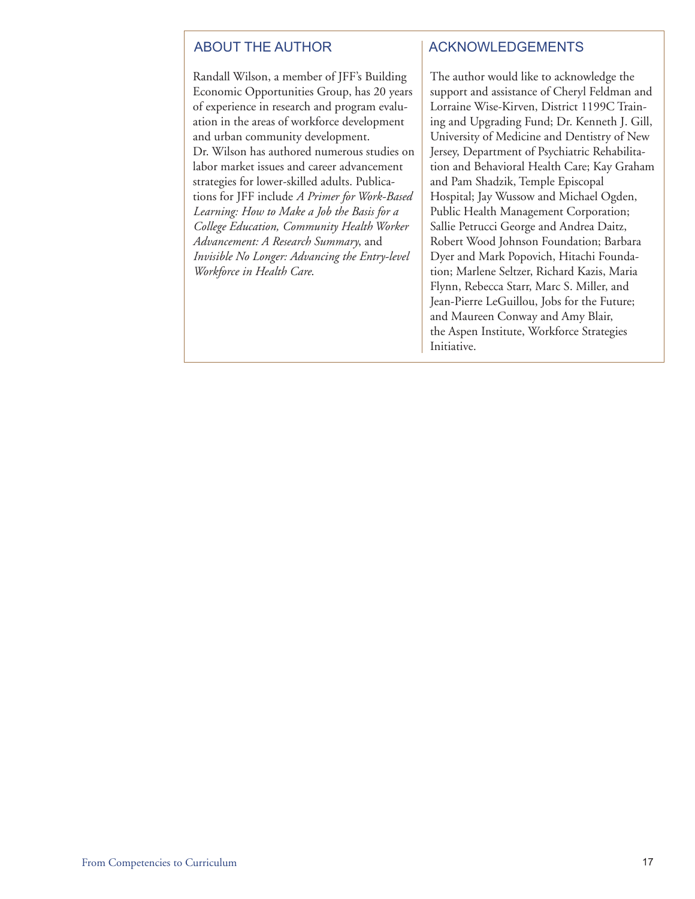## ABOUT THE AUTHOR

Randall Wilson, a member of JFF's Building Economic Opportunities Group, has 20 years of experience in research and program evaluation in the areas of workforce development and urban community development. Dr. Wilson has authored numerous studies on labor market issues and career advancement strategies for lower-skilled adults. Publications for JFF include *A Primer for Work-Based Learning: How to Make a Job the Basis for a College Education, Community Health Worker Advancement: A Research Summary*, and *Invisible No Longer: Advancing the Entry-level Workforce in Health Care*.

## ACKNOWLEDGEMENTS

The author would like to acknowledge the support and assistance of Cheryl Feldman and Lorraine Wise-Kirven, District 1199C Training and Upgrading Fund; Dr. Kenneth J. Gill, University of Medicine and Dentistry of New Jersey, Department of Psychiatric Rehabilitation and Behavioral Health Care; Kay Graham and Pam Shadzik, Temple Episcopal Hospital; Jay Wussow and Michael Ogden, Public Health Management Corporation; Sallie Petrucci George and Andrea Daitz, Robert Wood Johnson Foundation; Barbara Dyer and Mark Popovich, Hitachi Foundation; Marlene Seltzer, Richard Kazis, Maria Flynn, Rebecca Starr, Marc S. Miller, and Jean-Pierre LeGuillou, Jobs for the Future; and Maureen Conway and Amy Blair, the Aspen Institute, Workforce Strategies Initiative.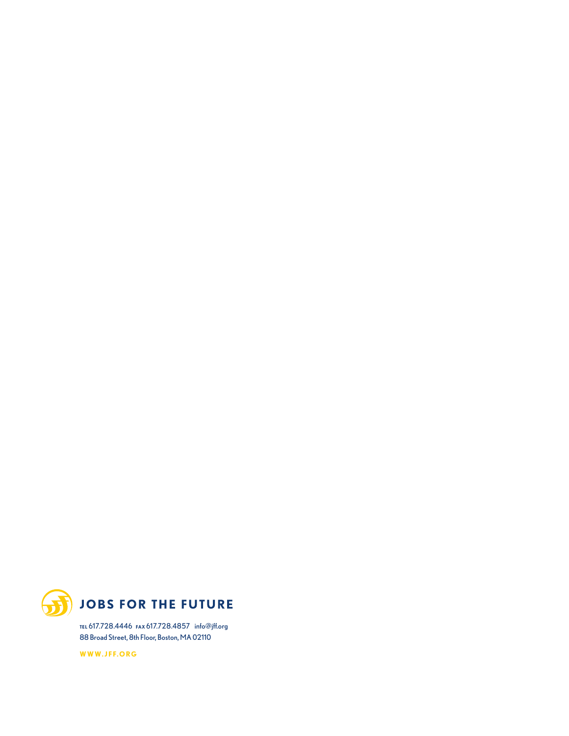**JOBS FOR THE FUTURE**

TEL 617.728.4446 FAX 617.728.4857 info@jff.org
88 Broad Street, 8th Floor, Boston, MA 02110

**WWW.JFF.ORG**